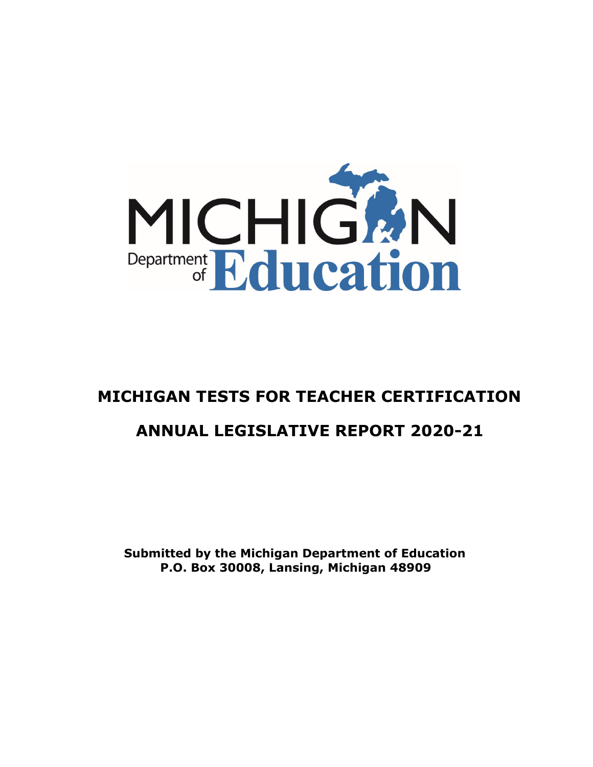# MICHIGAN TESTS FOR TEACHER CERTIFICATION

# ANNUAL LEGISLATIVE REPORT 2020-21

**Submitted by the Michigan Department of Education**
**P.O. Box 30008, Lansing, Michigan 48909**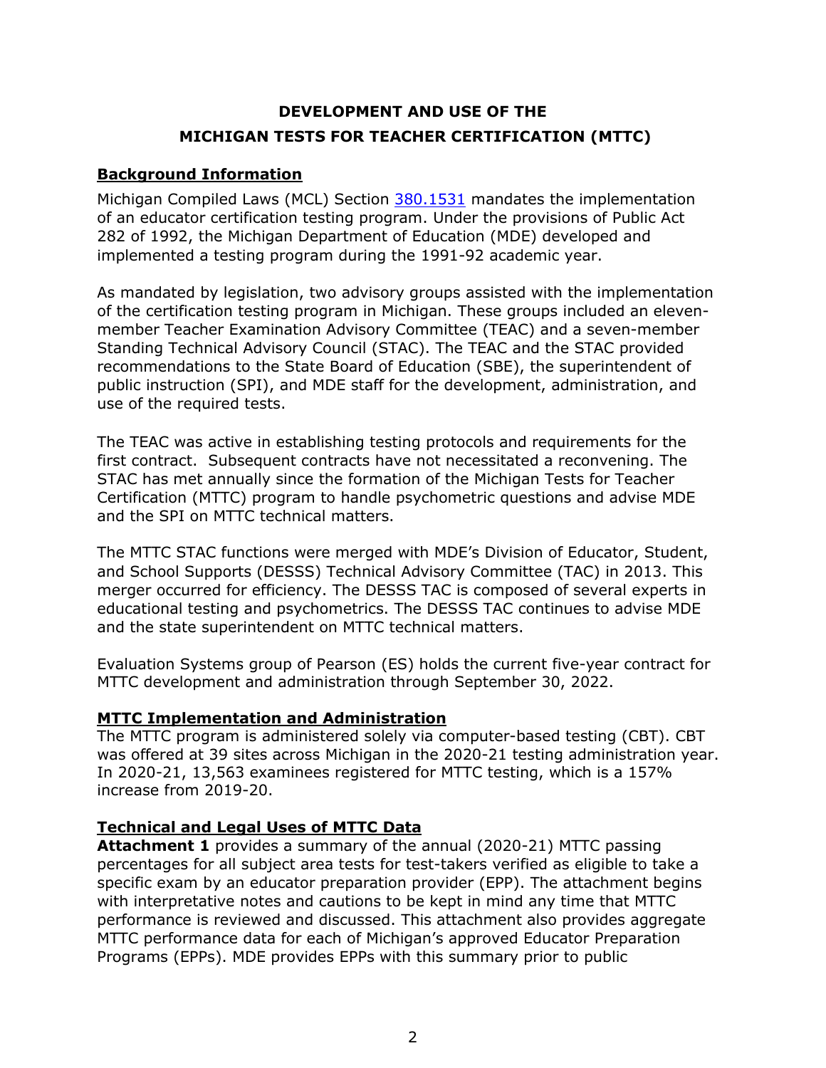# DEVELOPMENT AND USE OF THE MICHIGAN TESTS FOR TEACHER CERTIFICATION (MTTC)

## Background Information

Michigan Compiled Laws (MCL) Section [380.1531](380.1531) mandates the implementation of an educator certification testing program. Under the provisions of Public Act 282 of 1992, the Michigan Department of Education (MDE) developed and implemented a testing program during the 1991-92 academic year.

As mandated by legislation, two advisory groups assisted with the implementation of the certification testing program in Michigan. These groups included an eleven-member Teacher Examination Advisory Committee (TEAC) and a seven-member Standing Technical Advisory Council (STAC). The TEAC and the STAC provided recommendations to the State Board of Education (SBE), the superintendent of public instruction (SPI), and MDE staff for the development, administration, and use of the required tests.

The TEAC was active in establishing testing protocols and requirements for the first contract. Subsequent contracts have not necessitated a reconvening. The STAC has met annually since the formation of the Michigan Tests for Teacher Certification (MTTC) program to handle psychometric questions and advise MDE and the SPI on MTTC technical matters.

The MTTC STAC functions were merged with MDE's Division of Educator, Student, and School Supports (DESSS) Technical Advisory Committee (TAC) in 2013. This merger occurred for efficiency. The DESSS TAC is composed of several experts in educational testing and psychometrics. The DESSS TAC continues to advise MDE and the state superintendent on MTTC technical matters.

Evaluation Systems group of Pearson (ES) holds the current five-year contract for MTTC development and administration through September 30, 2022.

## MTTC Implementation and Administration

The MTTC program is administered solely via computer-based testing (CBT). CBT was offered at 39 sites across Michigan in the 2020-21 testing administration year. In 2020-21, 13,563 examinees registered for MTTC testing, which is a 157% increase from 2019-20.

## Technical and Legal Uses of MTTC Data

**Attachment 1** provides a summary of the annual (2020-21) MTTC passing percentages for all subject area tests for test-takers verified as eligible to take a specific exam by an educator preparation provider (EPP). The attachment begins with interpretative notes and cautions to be kept in mind any time that MTTC performance is reviewed and discussed. This attachment also provides aggregate MTTC performance data for each of Michigan's approved Educator Preparation Programs (EPPs). MDE provides EPPs with this summary prior to public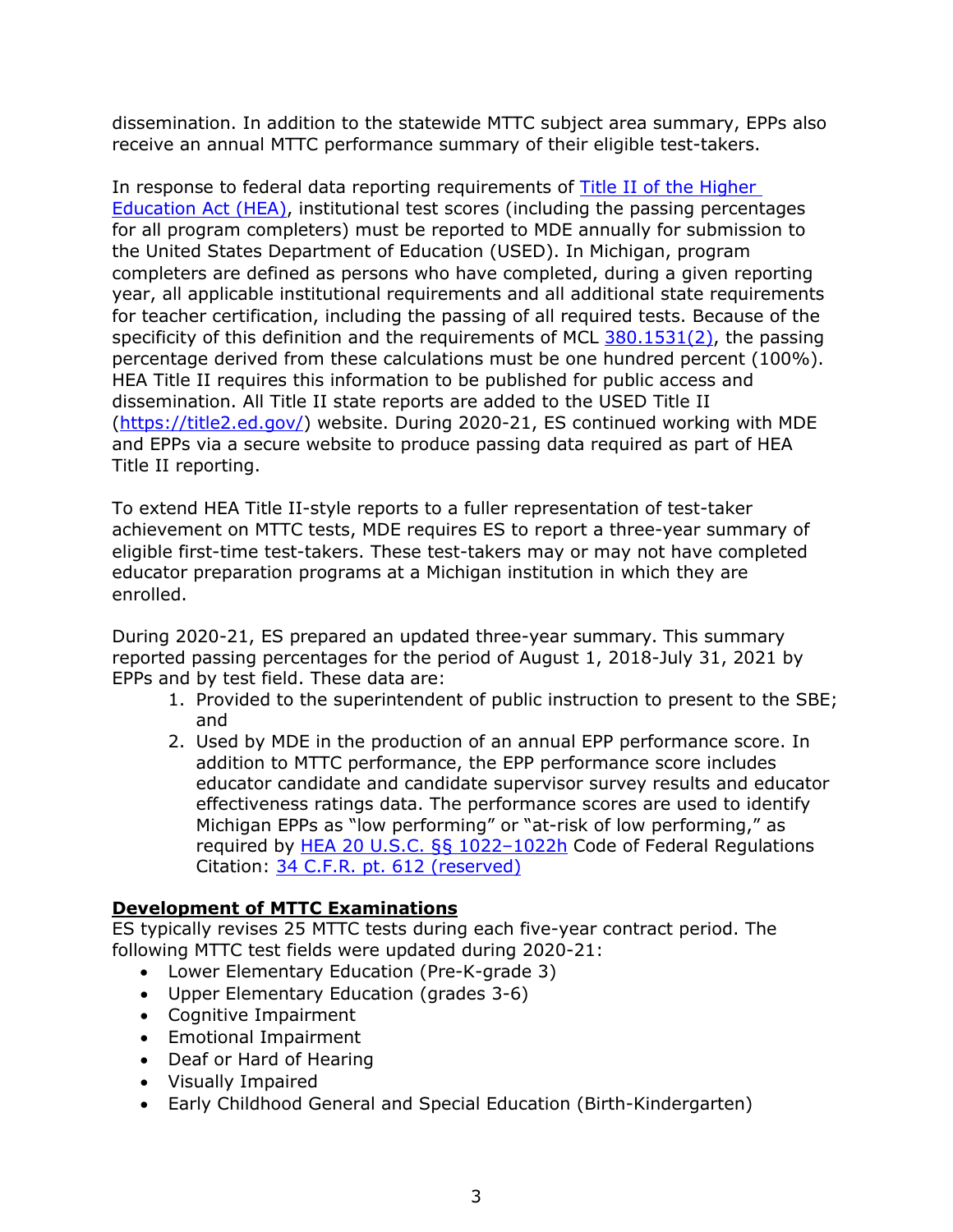dissemination. In addition to the statewide MTTC subject area summary, EPPs also receive an annual MTTC performance summary of their eligible test-takers.

In response to federal data reporting requirements of [Title II of the Higher Education Act (HEA)](), institutional test scores (including the passing percentages for all program completers) must be reported to MDE annually for submission to the United States Department of Education (USED). In Michigan, program completers are defined as persons who have completed, during a given reporting year, all applicable institutional requirements and all additional state requirements for teacher certification, including the passing of all required tests. Because of the specificity of this definition and the requirements of MCL [380.1531(2)](), the passing percentage derived from these calculations must be one hundred percent (100%). HEA Title II requires this information to be published for public access and dissemination. All Title II state reports are added to the USED Title II ([https://title2.ed.gov/](https://title2.ed.gov/)) website. During 2020-21, ES continued working with MDE and EPPs via a secure website to produce passing data required as part of HEA Title II reporting.

To extend HEA Title II-style reports to a fuller representation of test-taker achievement on MTTC tests, MDE requires ES to report a three-year summary of eligible first-time test-takers. These test-takers may or may not have completed educator preparation programs at a Michigan institution in which they are enrolled.

During 2020-21, ES prepared an updated three-year summary. This summary reported passing percentages for the period of August 1, 2018-July 31, 2021 by EPPs and by test field. These data are:

1. Provided to the superintendent of public instruction to present to the SBE; and
2. Used by MDE in the production of an annual EPP performance score. In addition to MTTC performance, the EPP performance score includes educator candidate and candidate supervisor survey results and educator effectiveness ratings data. The performance scores are used to identify Michigan EPPs as "low performing" or "at-risk of low performing," as required by [HEA 20 U.S.C. §§ 1022–1022h]() Code of Federal Regulations Citation: [34 C.F.R. pt. 612 (reserved)]()

## Development of MTTC Examinations

ES typically revises 25 MTTC tests during each five-year contract period. The following MTTC test fields were updated during 2020-21:

- Lower Elementary Education (Pre-K-grade 3)
- Upper Elementary Education (grades 3-6)
- Cognitive Impairment
- Emotional Impairment
- Deaf or Hard of Hearing
- Visually Impaired
- Early Childhood General and Special Education (Birth-Kindergarten)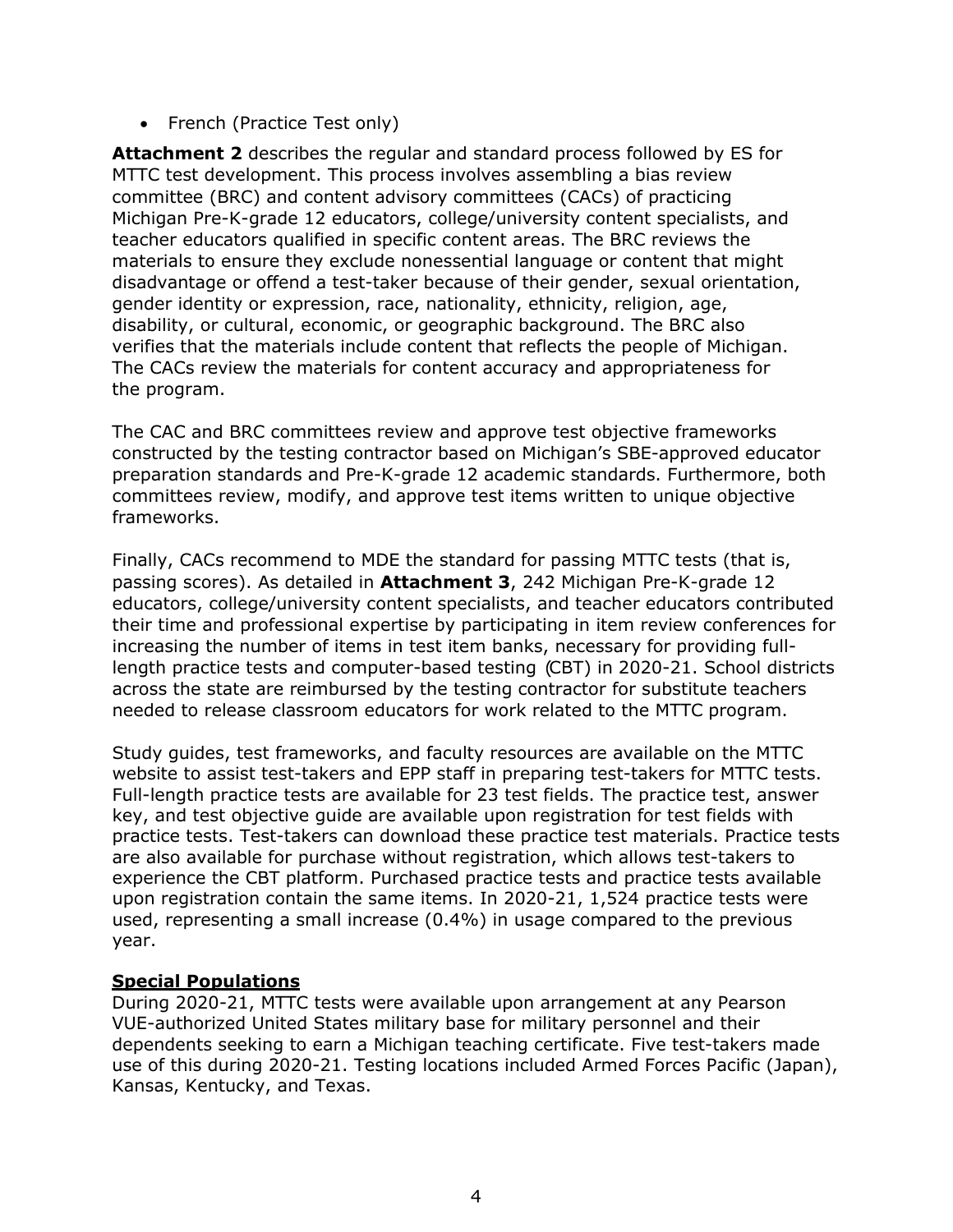- French (Practice Test only)

**Attachment 2** describes the regular and standard process followed by ES for MTTC test development. This process involves assembling a bias review committee (BRC) and content advisory committees (CACs) of practicing Michigan Pre-K-grade 12 educators, college/university content specialists, and teacher educators qualified in specific content areas. The BRC reviews the materials to ensure they exclude nonessential language or content that might disadvantage or offend a test-taker because of their gender, sexual orientation, gender identity or expression, race, nationality, ethnicity, religion, age, disability, or cultural, economic, or geographic background. The BRC also verifies that the materials include content that reflects the people of Michigan. The CACs review the materials for content accuracy and appropriateness for the program.

The CAC and BRC committees review and approve test objective frameworks constructed by the testing contractor based on Michigan's SBE-approved educator preparation standards and Pre-K-grade 12 academic standards. Furthermore, both committees review, modify, and approve test items written to unique objective frameworks.

Finally, CACs recommend to MDE the standard for passing MTTC tests (that is, passing scores). As detailed in **Attachment 3**, 242 Michigan Pre-K-grade 12 educators, college/university content specialists, and teacher educators contributed their time and professional expertise by participating in item review conferences for increasing the number of items in test item banks, necessary for providing full-length practice tests and computer-based testing (CBT) in 2020-21. School districts across the state are reimbursed by the testing contractor for substitute teachers needed to release classroom educators for work related to the MTTC program.

Study guides, test frameworks, and faculty resources are available on the MTTC website to assist test-takers and EPP staff in preparing test-takers for MTTC tests. Full-length practice tests are available for 23 test fields. The practice test, answer key, and test objective guide are available upon registration for test fields with practice tests. Test-takers can download these practice test materials. Practice tests are also available for purchase without registration, which allows test-takers to experience the CBT platform. Purchased practice tests and practice tests available upon registration contain the same items. In 2020-21, 1,524 practice tests were used, representing a small increase (0.4%) in usage compared to the previous year.

**Special Populations**

During 2020-21, MTTC tests were available upon arrangement at any Pearson VUE-authorized United States military base for military personnel and their dependents seeking to earn a Michigan teaching certificate. Five test-takers made use of this during 2020-21. Testing locations included Armed Forces Pacific (Japan), Kansas, Kentucky, and Texas.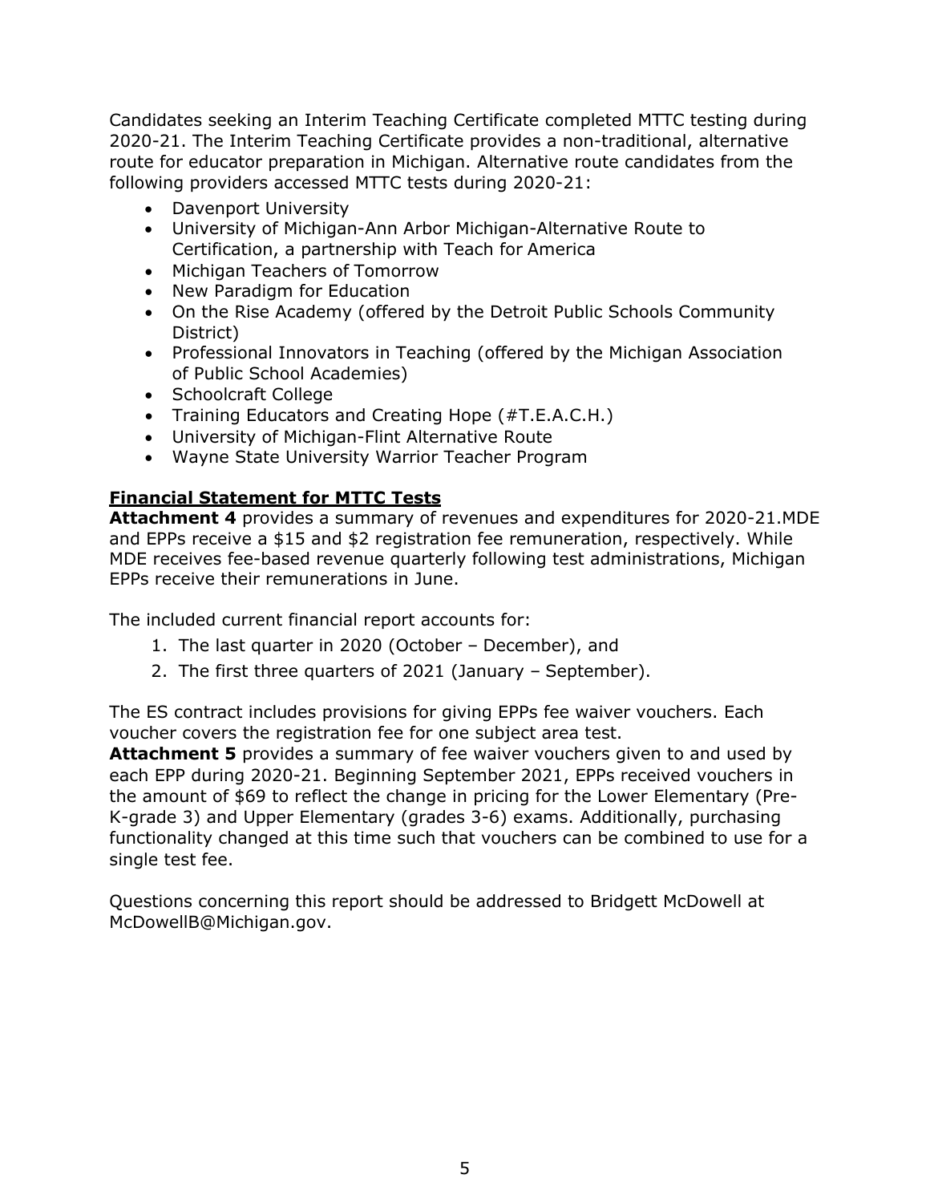Candidates seeking an Interim Teaching Certificate completed MTTC testing during 2020-21. The Interim Teaching Certificate provides a non-traditional, alternative route for educator preparation in Michigan. Alternative route candidates from the following providers accessed MTTC tests during 2020-21:

- Davenport University
- University of Michigan-Ann Arbor Michigan-Alternative Route to Certification, a partnership with Teach for America
- Michigan Teachers of Tomorrow
- New Paradigm for Education
- On the Rise Academy (offered by the Detroit Public Schools Community District)
- Professional Innovators in Teaching (offered by the Michigan Association of Public School Academies)
- Schoolcraft College
- Training Educators and Creating Hope (#T.E.A.C.H.)
- University of Michigan-Flint Alternative Route
- Wayne State University Warrior Teacher Program

**Financial Statement for MTTC Tests**

**Attachment 4** provides a summary of revenues and expenditures for 2020-21.MDE and EPPs receive a $15 and $2 registration fee remuneration, respectively. While MDE receives fee-based revenue quarterly following test administrations, Michigan EPPs receive their remunerations in June.

The included current financial report accounts for:

1. The last quarter in 2020 (October – December), and
2. The first three quarters of 2021 (January – September).

The ES contract includes provisions for giving EPPs fee waiver vouchers. Each voucher covers the registration fee for one subject area test.
**Attachment 5** provides a summary of fee waiver vouchers given to and used by each EPP during 2020-21. Beginning September 2021, EPPs received vouchers in the amount of $69 to reflect the change in pricing for the Lower Elementary (Pre-K-grade 3) and Upper Elementary (grades 3-6) exams. Additionally, purchasing functionality changed at this time such that vouchers can be combined to use for a single test fee.

Questions concerning this report should be addressed to Bridgett McDowell at McDowellB@Michigan.gov.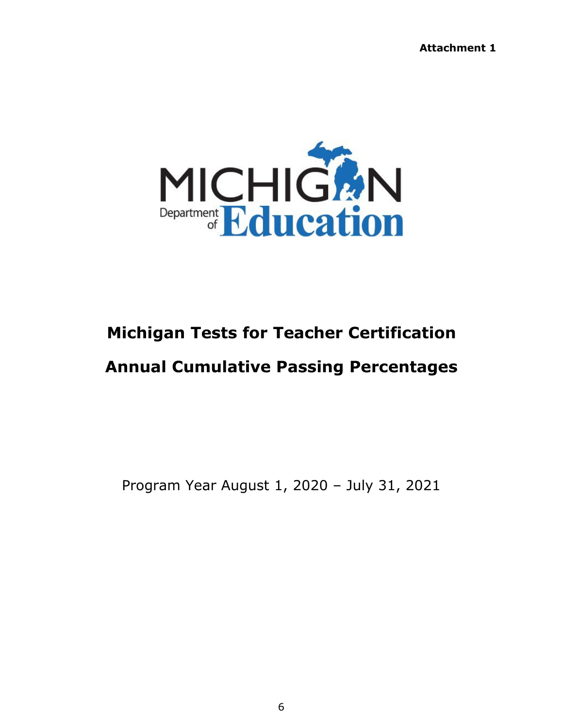**Attachment 1**

MICHIGAN Department of Education

# Michigan Tests for Teacher Certification

# Annual Cumulative Passing Percentages

Program Year August 1, 2020 – July 31, 2021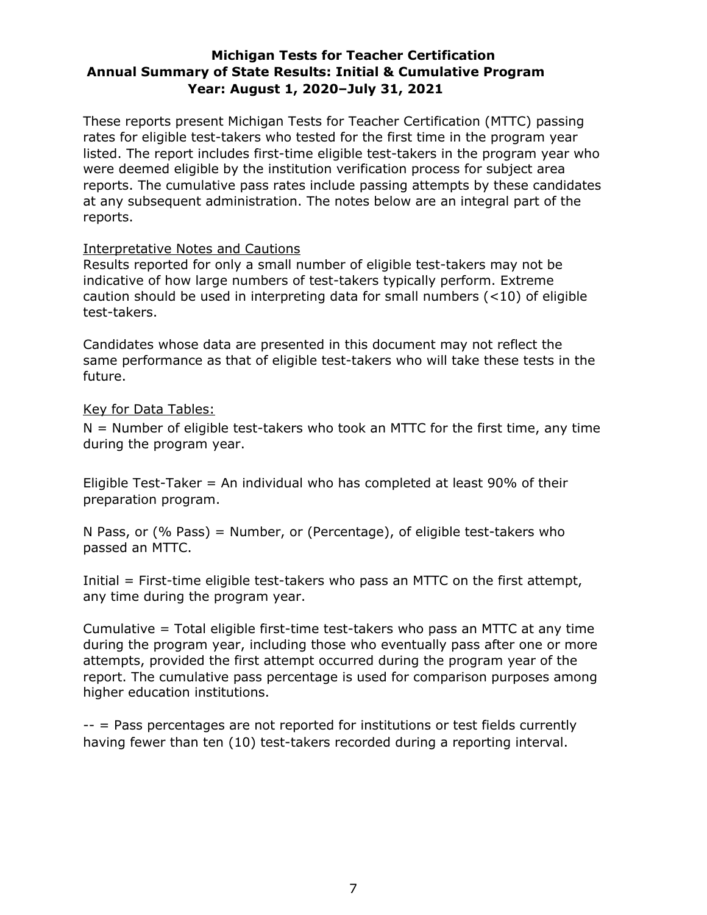# Michigan Tests for Teacher Certification
## Annual Summary of State Results: Initial & Cumulative Program
## Year: August 1, 2020–July 31, 2021

These reports present Michigan Tests for Teacher Certification (MTTC) passing rates for eligible test-takers who tested for the first time in the program year listed. The report includes first-time eligible test-takers in the program year who were deemed eligible by the institution verification process for subject area reports. The cumulative pass rates include passing attempts by these candidates at any subsequent administration. The notes below are an integral part of the reports.

Interpretative Notes and Cautions

Results reported for only a small number of eligible test-takers may not be indicative of how large numbers of test-takers typically perform. Extreme caution should be used in interpreting data for small numbers (<10) of eligible test-takers.

Candidates whose data are presented in this document may not reflect the same performance as that of eligible test-takers who will take these tests in the future.

Key for Data Tables:

N = Number of eligible test-takers who took an MTTC for the first time, any time during the program year.

Eligible Test-Taker = An individual who has completed at least 90% of their preparation program.

N Pass, or (% Pass) = Number, or (Percentage), of eligible test-takers who passed an MTTC.

Initial = First-time eligible test-takers who pass an MTTC on the first attempt, any time during the program year.

Cumulative = Total eligible first-time test-takers who pass an MTTC at any time during the program year, including those who eventually pass after one or more attempts, provided the first attempt occurred during the program year of the report. The cumulative pass percentage is used for comparison purposes among higher education institutions.

-- = Pass percentages are not reported for institutions or test fields currently having fewer than ten (10) test-takers recorded during a reporting interval.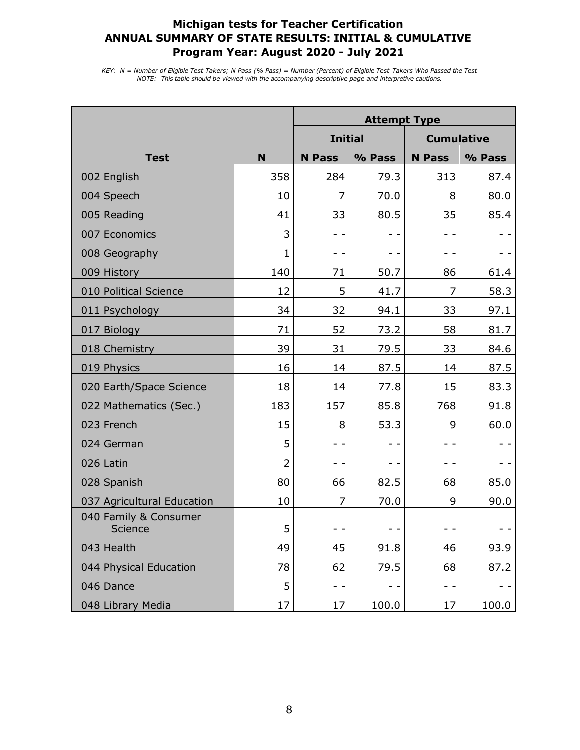# Michigan tests for Teacher Certification
## ANNUAL SUMMARY OF STATE RESULTS: INITIAL & CUMULATIVE
## Program Year: August 2020 - July 2021

*KEY: N = Number of Eligible Test Takers; N Pass (% Pass) = Number (Percent) of Eligible Test Takers Who Passed the Test*
*NOTE: This table should be viewed with the accompanying descriptive page and interpretive cautions.*

| | | Attempt Type | | | |
|---|---|---|---|---|---|
| | | Initial | | Cumulative | |
| Test | N | N Pass | % Pass | N Pass | % Pass |
| 002 English | 358 | 284 | 79.3 | 313 | 87.4 |
| 004 Speech | 10 | 7 | 70.0 | 8 | 80.0 |
| 005 Reading | 41 | 33 | 80.5 | 35 | 85.4 |
| 007 Economics | 3 | - - | - - | - - | - - |
| 008 Geography | 1 | - - | - - | - - | - - |
| 009 History | 140 | 71 | 50.7 | 86 | 61.4 |
| 010 Political Science | 12 | 5 | 41.7 | 7 | 58.3 |
| 011 Psychology | 34 | 32 | 94.1 | 33 | 97.1 |
| 017 Biology | 71 | 52 | 73.2 | 58 | 81.7 |
| 018 Chemistry | 39 | 31 | 79.5 | 33 | 84.6 |
| 019 Physics | 16 | 14 | 87.5 | 14 | 87.5 |
| 020 Earth/Space Science | 18 | 14 | 77.8 | 15 | 83.3 |
| 022 Mathematics (Sec.) | 183 | 157 | 85.8 | 768 | 91.8 |
| 023 French | 15 | 8 | 53.3 | 9 | 60.0 |
| 024 German | 5 | - - | - - | - - | - - |
| 026 Latin | 2 | - - | - - | - - | - - |
| 028 Spanish | 80 | 66 | 82.5 | 68 | 85.0 |
| 037 Agricultural Education | 10 | 7 | 70.0 | 9 | 90.0 |
| 040 Family & Consumer Science | 5 | - - | - - | - - | - - |
| 043 Health | 49 | 45 | 91.8 | 46 | 93.9 |
| 044 Physical Education | 78 | 62 | 79.5 | 68 | 87.2 |
| 046 Dance | 5 | - - | - - | - - | - - |
| 048 Library Media | 17 | 17 | 100.0 | 17 | 100.0 |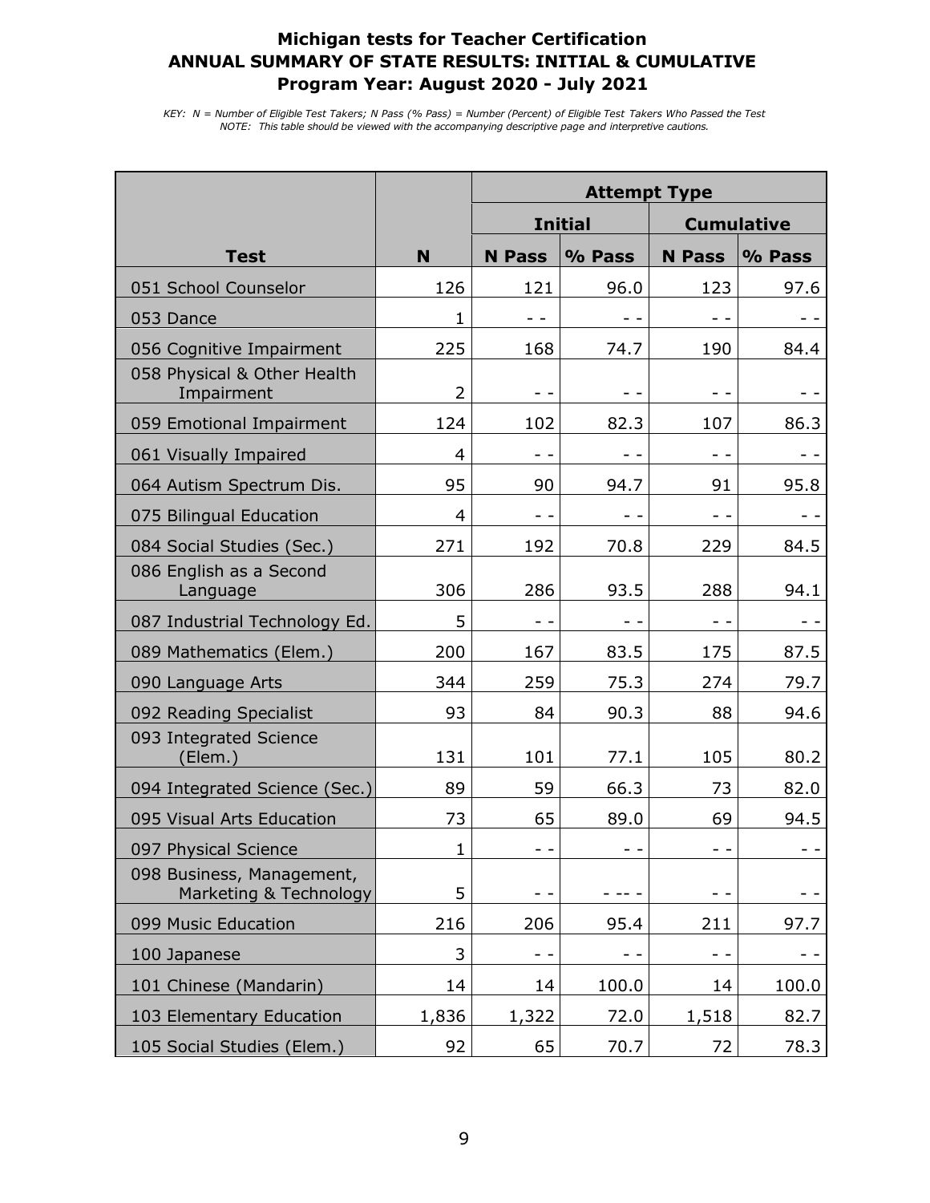# Michigan tests for Teacher Certification
## ANNUAL SUMMARY OF STATE RESULTS: INITIAL & CUMULATIVE
### Program Year: August 2020 - July 2021

*KEY: N = Number of Eligible Test Takers; N Pass (% Pass) = Number (Percent) of Eligible Test Takers Who Passed the Test*
*NOTE: This table should be viewed with the accompanying descriptive page and interpretive cautions.*

| | | Attempt Type | | | |
|---|---|---|---|---|---|
| | | Initial | | Cumulative | |
| Test | N | N Pass | % Pass | N Pass | % Pass |
| 051 School Counselor | 126 | 121 | 96.0 | 123 | 97.6 |
| 053 Dance | 1 | - - | - - | - - | - - |
| 056 Cognitive Impairment | 225 | 168 | 74.7 | 190 | 84.4 |
| 058 Physical & Other Health Impairment | 2 | - - | - - | - - | - - |
| 059 Emotional Impairment | 124 | 102 | 82.3 | 107 | 86.3 |
| 061 Visually Impaired | 4 | - - | - - | - - | - - |
| 064 Autism Spectrum Dis. | 95 | 90 | 94.7 | 91 | 95.8 |
| 075 Bilingual Education | 4 | - - | - - | - - | - - |
| 084 Social Studies (Sec.) | 271 | 192 | 70.8 | 229 | 84.5 |
| 086 English as a Second Language | 306 | 286 | 93.5 | 288 | 94.1 |
| 087 Industrial Technology Ed. | 5 | - - | - - | - - | - - |
| 089 Mathematics (Elem.) | 200 | 167 | 83.5 | 175 | 87.5 |
| 090 Language Arts | 344 | 259 | 75.3 | 274 | 79.7 |
| 092 Reading Specialist | 93 | 84 | 90.3 | 88 | 94.6 |
| 093 Integrated Science (Elem.) | 131 | 101 | 77.1 | 105 | 80.2 |
| 094 Integrated Science (Sec.) | 89 | 59 | 66.3 | 73 | 82.0 |
| 095 Visual Arts Education | 73 | 65 | 89.0 | 69 | 94.5 |
| 097 Physical Science | 1 | - - | - - | - - | - - |
| 098 Business, Management, Marketing & Technology | 5 | - - | - -- - | - - | - - |
| 099 Music Education | 216 | 206 | 95.4 | 211 | 97.7 |
| 100 Japanese | 3 | - - | - - | - - | - - |
| 101 Chinese (Mandarin) | 14 | 14 | 100.0 | 14 | 100.0 |
| 103 Elementary Education | 1,836 | 1,322 | 72.0 | 1,518 | 82.7 |
| 105 Social Studies (Elem.) | 92 | 65 | 70.7 | 72 | 78.3 |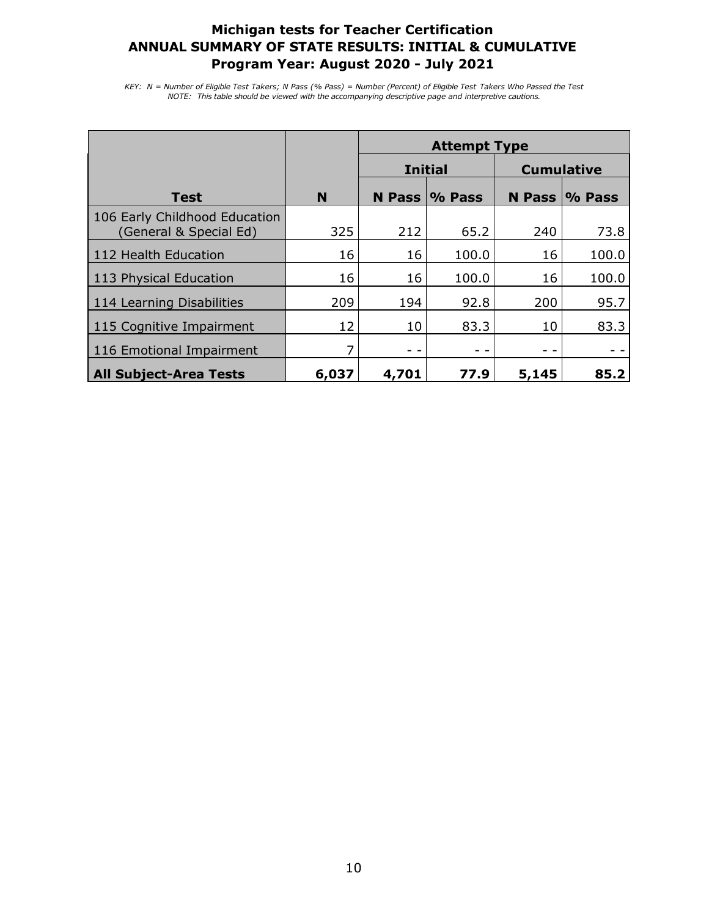# Michigan tests for Teacher Certification
## ANNUAL SUMMARY OF STATE RESULTS: INITIAL & CUMULATIVE
## Program Year: August 2020 - July 2021

*KEY: N = Number of Eligible Test Takers; N Pass (% Pass) = Number (Percent) of Eligible Test Takers Who Passed the Test*
*NOTE: This table should be viewed with the accompanying descriptive page and interpretive cautions.*

| | | Attempt Type | | | |
|---|---|---|---|---|---|
| | | Initial | | Cumulative | |
| **Test** | **N** | **N Pass** | **% Pass** | **N Pass** | **% Pass** |
| 106 Early Childhood Education (General & Special Ed) | 325 | 212 | 65.2 | 240 | 73.8 |
| 112 Health Education | 16 | 16 | 100.0 | 16 | 100.0 |
| 113 Physical Education | 16 | 16 | 100.0 | 16 | 100.0 |
| 114 Learning Disabilities | 209 | 194 | 92.8 | 200 | 95.7 |
| 115 Cognitive Impairment | 12 | 10 | 83.3 | 10 | 83.3 |
| 116 Emotional Impairment | 7 | - - | - - | - - | - - |
| **All Subject-Area Tests** | **6,037** | **4,701** | **77.9** | **5,145** | **85.2** |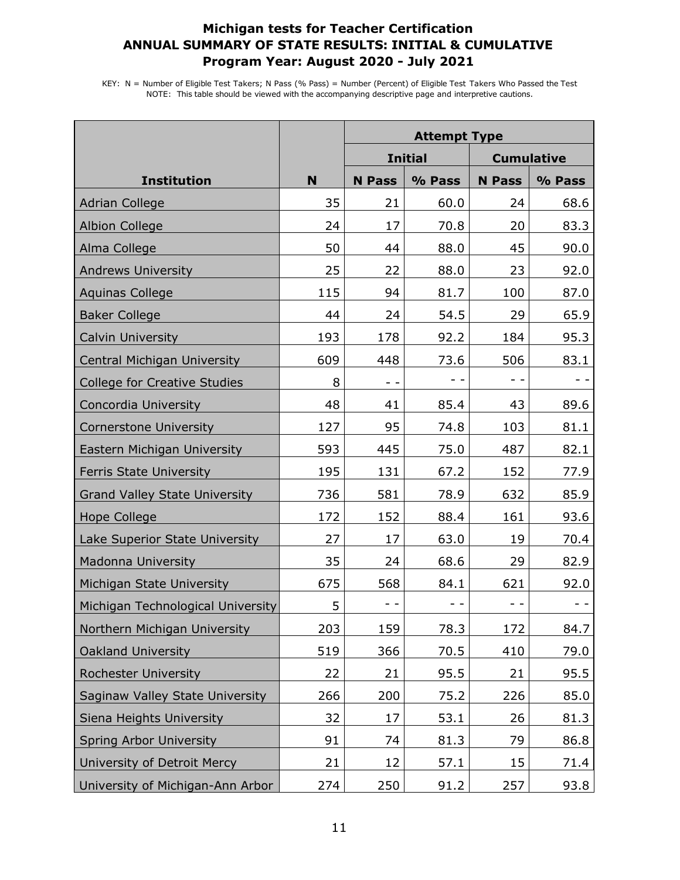# Michigan tests for Teacher Certification
## ANNUAL SUMMARY OF STATE RESULTS: INITIAL & CUMULATIVE
### Program Year: August 2020 - July 2021

KEY: N = Number of Eligible Test Takers; N Pass (% Pass) = Number (Percent) of Eligible Test Takers Who Passed the Test
NOTE: This table should be viewed with the accompanying descriptive page and interpretive cautions.

| | | Attempt Type | | | |
|---|---|---|---|---|---|
| | | Initial | | Cumulative | |
| Institution | N | N Pass | % Pass | N Pass | % Pass |
| Adrian College | 35 | 21 | 60.0 | 24 | 68.6 |
| Albion College | 24 | 17 | 70.8 | 20 | 83.3 |
| Alma College | 50 | 44 | 88.0 | 45 | 90.0 |
| Andrews University | 25 | 22 | 88.0 | 23 | 92.0 |
| Aquinas College | 115 | 94 | 81.7 | 100 | 87.0 |
| Baker College | 44 | 24 | 54.5 | 29 | 65.9 |
| Calvin University | 193 | 178 | 92.2 | 184 | 95.3 |
| Central Michigan University | 609 | 448 | 73.6 | 506 | 83.1 |
| College for Creative Studies | 8 | - - | - - | - - | - - |
| Concordia University | 48 | 41 | 85.4 | 43 | 89.6 |
| Cornerstone University | 127 | 95 | 74.8 | 103 | 81.1 |
| Eastern Michigan University | 593 | 445 | 75.0 | 487 | 82.1 |
| Ferris State University | 195 | 131 | 67.2 | 152 | 77.9 |
| Grand Valley State University | 736 | 581 | 78.9 | 632 | 85.9 |
| Hope College | 172 | 152 | 88.4 | 161 | 93.6 |
| Lake Superior State University | 27 | 17 | 63.0 | 19 | 70.4 |
| Madonna University | 35 | 24 | 68.6 | 29 | 82.9 |
| Michigan State University | 675 | 568 | 84.1 | 621 | 92.0 |
| Michigan Technological University | 5 | - - | - - | - - | - - |
| Northern Michigan University | 203 | 159 | 78.3 | 172 | 84.7 |
| Oakland University | 519 | 366 | 70.5 | 410 | 79.0 |
| Rochester University | 22 | 21 | 95.5 | 21 | 95.5 |
| Saginaw Valley State University | 266 | 200 | 75.2 | 226 | 85.0 |
| Siena Heights University | 32 | 17 | 53.1 | 26 | 81.3 |
| Spring Arbor University | 91 | 74 | 81.3 | 79 | 86.8 |
| University of Detroit Mercy | 21 | 12 | 57.1 | 15 | 71.4 |
| University of Michigan-Ann Arbor | 274 | 250 | 91.2 | 257 | 93.8 |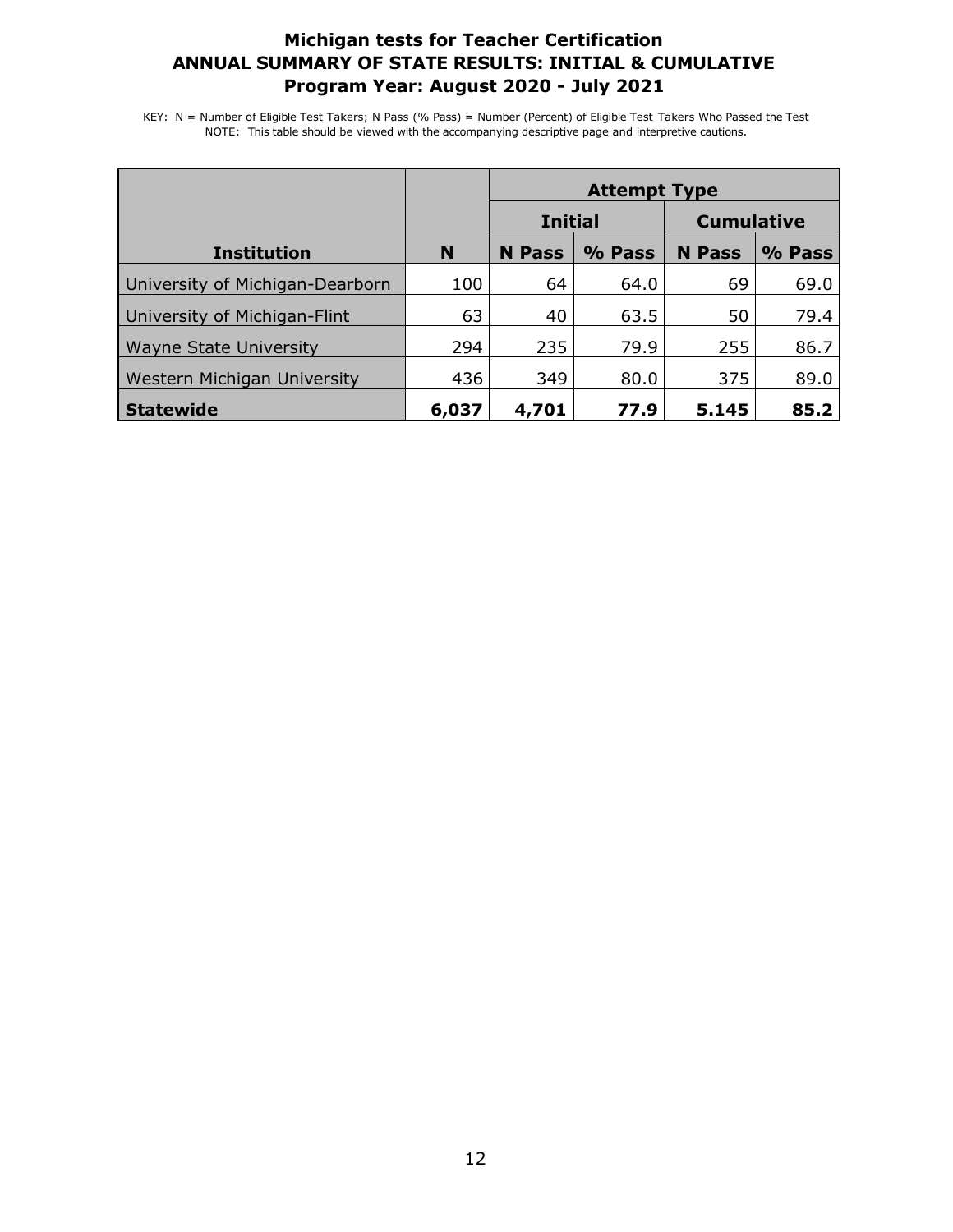**Michigan tests for Teacher Certification**
**ANNUAL SUMMARY OF STATE RESULTS: INITIAL & CUMULATIVE**
**Program Year: August 2020 - July 2021**

KEY: N = Number of Eligible Test Takers; N Pass (% Pass) = Number (Percent) of Eligible Test Takers Who Passed the Test
NOTE: This table should be viewed with the accompanying descriptive page and interpretive cautions.

| | | Attempt Type | | | |
|---|---|---|---|---|---|
| | | Initial | | Cumulative | |
| **Institution** | **N** | **N Pass** | **% Pass** | **N Pass** | **% Pass** |
| University of Michigan-Dearborn | 100 | 64 | 64.0 | 69 | 69.0 |
| University of Michigan-Flint | 63 | 40 | 63.5 | 50 | 79.4 |
| Wayne State University | 294 | 235 | 79.9 | 255 | 86.7 |
| Western Michigan University | 436 | 349 | 80.0 | 375 | 89.0 |
| **Statewide** | **6,037** | **4,701** | **77.9** | **5.145** | **85.2** |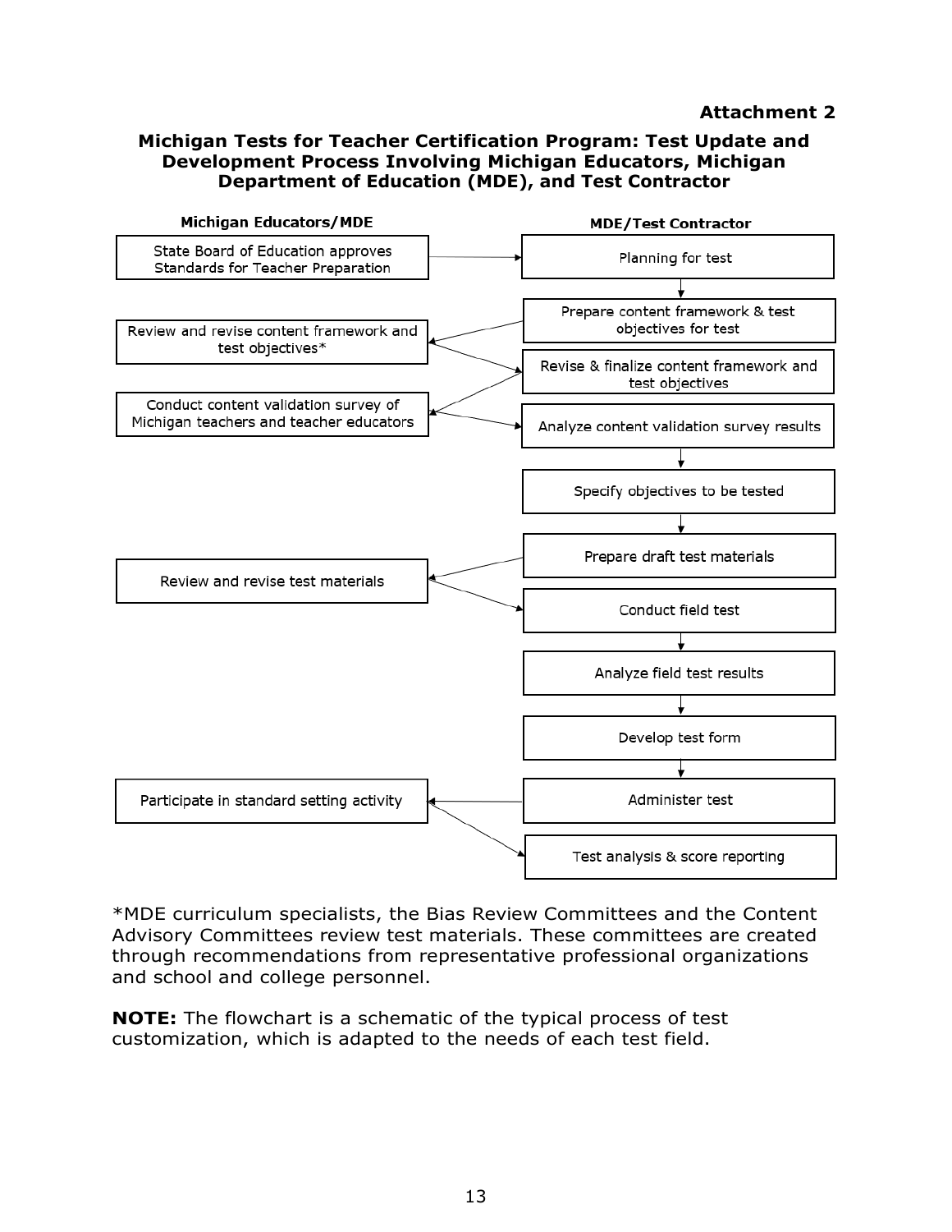**Attachment 2**

## Michigan Tests for Teacher Certification Program: Test Update and Development Process Involving Michigan Educators, Michigan Department of Education (MDE), and Test Contractor

| Michigan Educators/MDE | MDE/Test Contractor |
| --- | --- |
| State Board of Education approves Standards for Teacher Preparation | Planning for test |
| | Prepare content framework & test objectives for test |
| Review and revise content framework and test objectives* | |
| | Revise & finalize content framework and test objectives |
| Conduct content validation survey of Michigan teachers and teacher educators | |
| | Analyze content validation survey results |
| | Specify objectives to be tested |
| | Prepare draft test materials |
| Review and revise test materials | |
| | Conduct field test |
| | Analyze field test results |
| | Develop test form |
| | Administer test |
| Participate in standard setting activity | |
| | Test analysis & score reporting |

*MDE curriculum specialists, the Bias Review Committees and the Content Advisory Committees review test materials. These committees are created through recommendations from representative professional organizations and school and college personnel.

**NOTE:** The flowchart is a schematic of the typical process of test customization, which is adapted to the needs of each test field.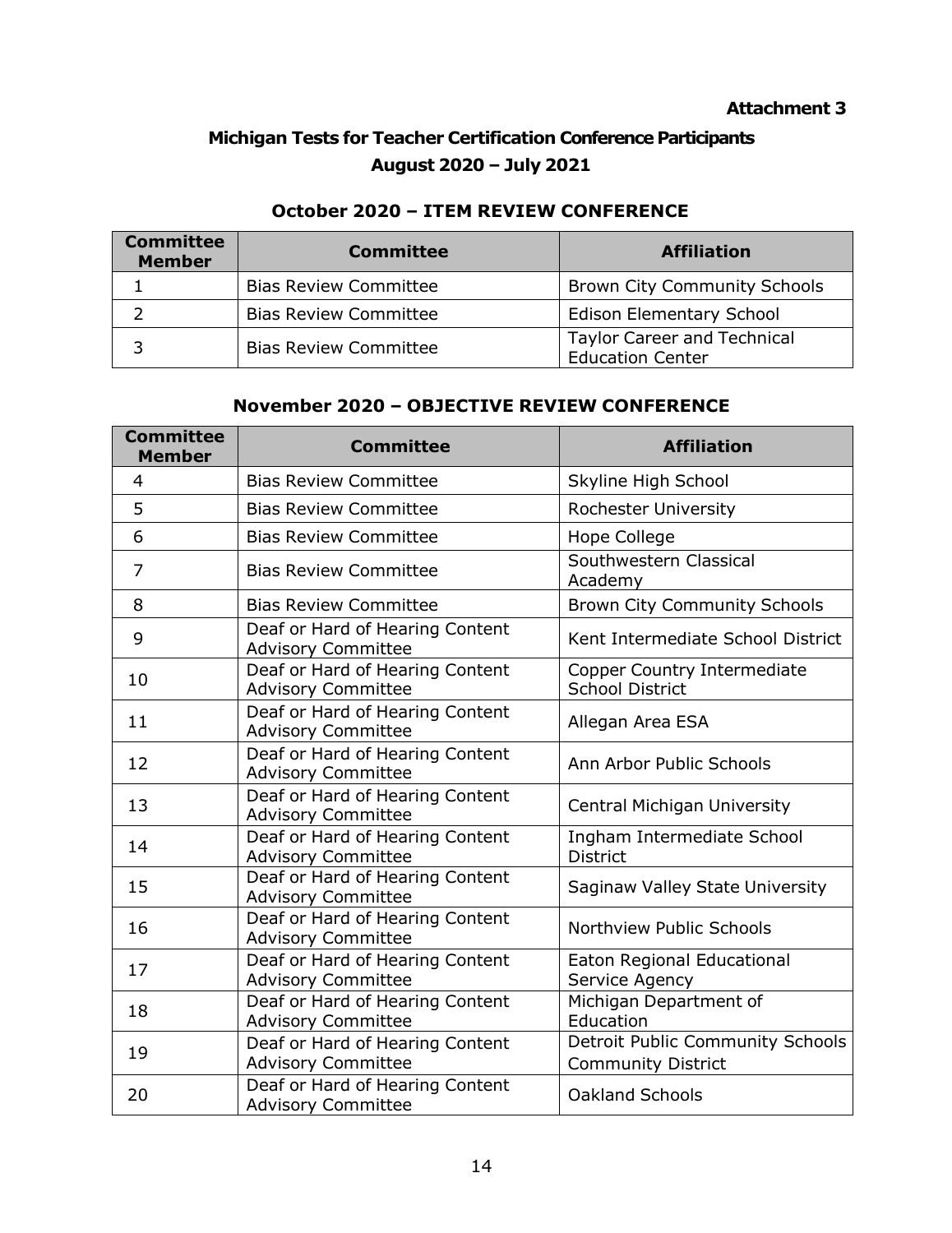**Attachment 3**

## Michigan Tests for Teacher Certification Conference Participants
## August 2020 – July 2021

### October 2020 – ITEM REVIEW CONFERENCE

| Committee Member | Committee | Affiliation |
|---|---|---|
| 1 | Bias Review Committee | Brown City Community Schools |
| 2 | Bias Review Committee | Edison Elementary School |
| 3 | Bias Review Committee | Taylor Career and Technical Education Center |

### November 2020 – OBJECTIVE REVIEW CONFERENCE

| Committee Member | Committee | Affiliation |
|---|---|---|
| 4 | Bias Review Committee | Skyline High School |
| 5 | Bias Review Committee | Rochester University |
| 6 | Bias Review Committee | Hope College |
| 7 | Bias Review Committee | Southwestern Classical Academy |
| 8 | Bias Review Committee | Brown City Community Schools |
| 9 | Deaf or Hard of Hearing Content Advisory Committee | Kent Intermediate School District |
| 10 | Deaf or Hard of Hearing Content Advisory Committee | Copper Country Intermediate School District |
| 11 | Deaf or Hard of Hearing Content Advisory Committee | Allegan Area ESA |
| 12 | Deaf or Hard of Hearing Content Advisory Committee | Ann Arbor Public Schools |
| 13 | Deaf or Hard of Hearing Content Advisory Committee | Central Michigan University |
| 14 | Deaf or Hard of Hearing Content Advisory Committee | Ingham Intermediate School District |
| 15 | Deaf or Hard of Hearing Content Advisory Committee | Saginaw Valley State University |
| 16 | Deaf or Hard of Hearing Content Advisory Committee | Northview Public Schools |
| 17 | Deaf or Hard of Hearing Content Advisory Committee | Eaton Regional Educational Service Agency |
| 18 | Deaf or Hard of Hearing Content Advisory Committee | Michigan Department of Education |
| 19 | Deaf or Hard of Hearing Content Advisory Committee | Detroit Public Community Schools Community District |
| 20 | Deaf or Hard of Hearing Content Advisory Committee | Oakland Schools |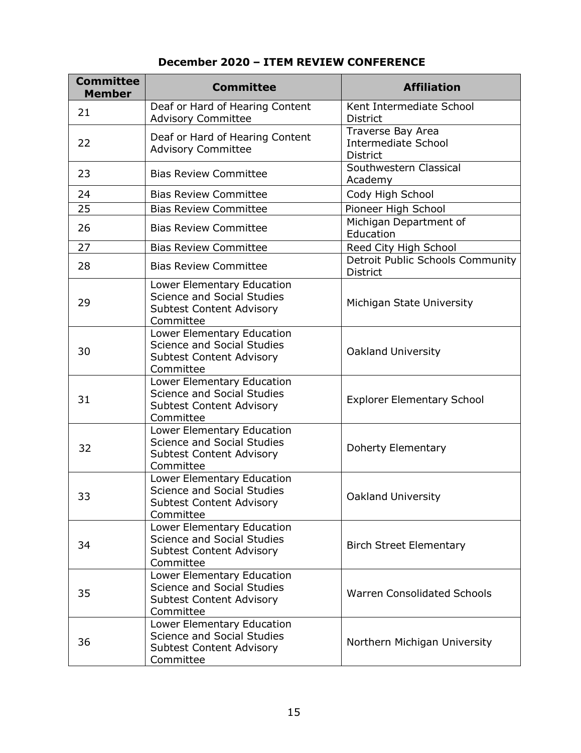## December 2020 – ITEM REVIEW CONFERENCE

| Committee Member | Committee | Affiliation |
|---|---|---|
| 21 | Deaf or Hard of Hearing Content Advisory Committee | Kent Intermediate School District |
| 22 | Deaf or Hard of Hearing Content Advisory Committee | Traverse Bay Area Intermediate School District |
| 23 | Bias Review Committee | Southwestern Classical Academy |
| 24 | Bias Review Committee | Cody High School |
| 25 | Bias Review Committee | Pioneer High School |
| 26 | Bias Review Committee | Michigan Department of Education |
| 27 | Bias Review Committee | Reed City High School |
| 28 | Bias Review Committee | Detroit Public Schools Community District |
| 29 | Lower Elementary Education Science and Social Studies Subtest Content Advisory Committee | Michigan State University |
| 30 | Lower Elementary Education Science and Social Studies Subtest Content Advisory Committee | Oakland University |
| 31 | Lower Elementary Education Science and Social Studies Subtest Content Advisory Committee | Explorer Elementary School |
| 32 | Lower Elementary Education Science and Social Studies Subtest Content Advisory Committee | Doherty Elementary |
| 33 | Lower Elementary Education Science and Social Studies Subtest Content Advisory Committee | Oakland University |
| 34 | Lower Elementary Education Science and Social Studies Subtest Content Advisory Committee | Birch Street Elementary |
| 35 | Lower Elementary Education Science and Social Studies Subtest Content Advisory Committee | Warren Consolidated Schools |
| 36 | Lower Elementary Education Science and Social Studies Subtest Content Advisory Committee | Northern Michigan University |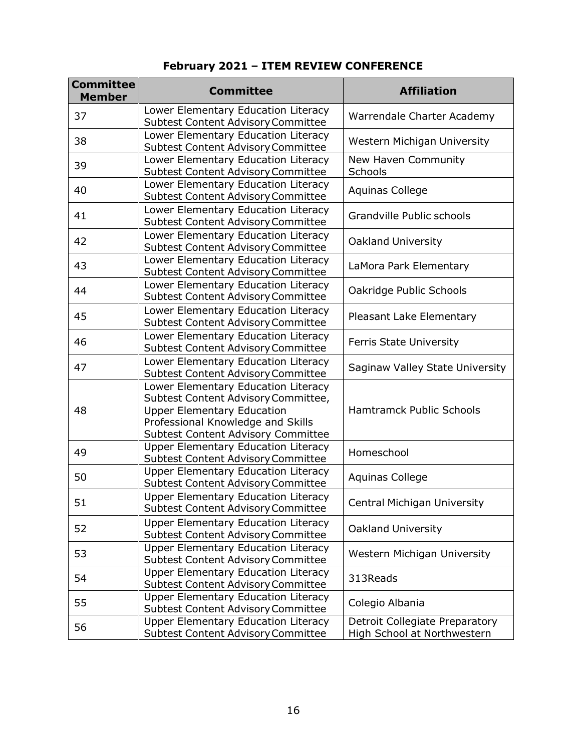## February 2021 – ITEM REVIEW CONFERENCE

| Committee Member | Committee | Affiliation |
|---|---|---|
| 37 | Lower Elementary Education Literacy Subtest Content Advisory Committee | Warrendale Charter Academy |
| 38 | Lower Elementary Education Literacy Subtest Content Advisory Committee | Western Michigan University |
| 39 | Lower Elementary Education Literacy Subtest Content Advisory Committee | New Haven Community Schools |
| 40 | Lower Elementary Education Literacy Subtest Content Advisory Committee | Aquinas College |
| 41 | Lower Elementary Education Literacy Subtest Content Advisory Committee | Grandville Public schools |
| 42 | Lower Elementary Education Literacy Subtest Content Advisory Committee | Oakland University |
| 43 | Lower Elementary Education Literacy Subtest Content Advisory Committee | LaMora Park Elementary |
| 44 | Lower Elementary Education Literacy Subtest Content Advisory Committee | Oakridge Public Schools |
| 45 | Lower Elementary Education Literacy Subtest Content Advisory Committee | Pleasant Lake Elementary |
| 46 | Lower Elementary Education Literacy Subtest Content Advisory Committee | Ferris State University |
| 47 | Lower Elementary Education Literacy Subtest Content Advisory Committee | Saginaw Valley State University |
| 48 | Lower Elementary Education Literacy Subtest Content Advisory Committee, Upper Elementary Education Professional Knowledge and Skills Subtest Content Advisory Committee | Hamtramck Public Schools |
| 49 | Upper Elementary Education Literacy Subtest Content Advisory Committee | Homeschool |
| 50 | Upper Elementary Education Literacy Subtest Content Advisory Committee | Aquinas College |
| 51 | Upper Elementary Education Literacy Subtest Content Advisory Committee | Central Michigan University |
| 52 | Upper Elementary Education Literacy Subtest Content Advisory Committee | Oakland University |
| 53 | Upper Elementary Education Literacy Subtest Content Advisory Committee | Western Michigan University |
| 54 | Upper Elementary Education Literacy Subtest Content Advisory Committee | 313Reads |
| 55 | Upper Elementary Education Literacy Subtest Content Advisory Committee | Colegio Albania |
| 56 | Upper Elementary Education Literacy Subtest Content Advisory Committee | Detroit Collegiate Preparatory High School at Northwestern |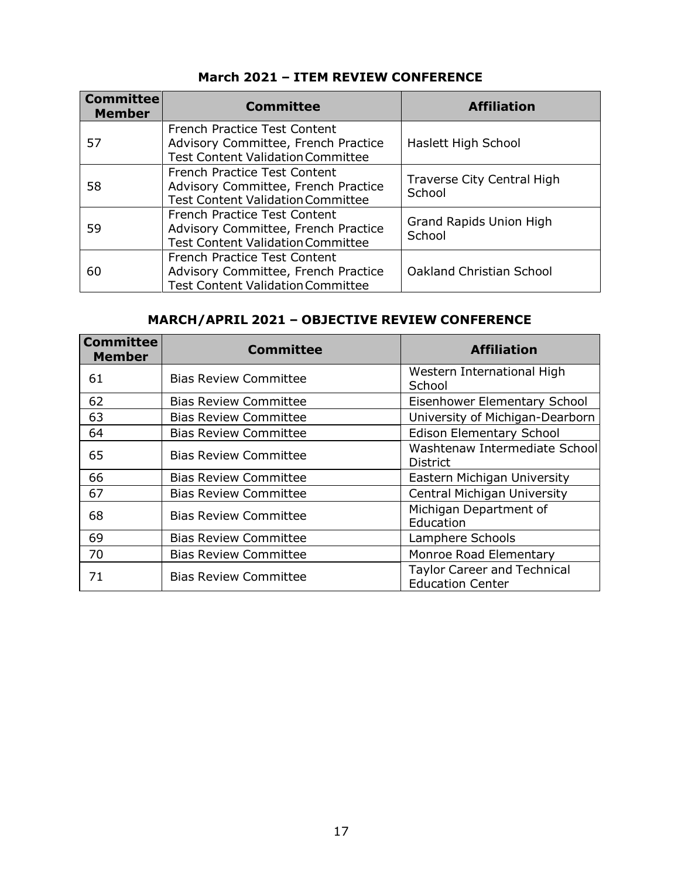## March 2021 – ITEM REVIEW CONFERENCE

| Committee Member | Committee | Affiliation |
|---|---|---|
| 57 | French Practice Test Content Advisory Committee, French Practice Test Content Validation Committee | Haslett High School |
| 58 | French Practice Test Content Advisory Committee, French Practice Test Content Validation Committee | Traverse City Central High School |
| 59 | French Practice Test Content Advisory Committee, French Practice Test Content Validation Committee | Grand Rapids Union High School |
| 60 | French Practice Test Content Advisory Committee, French Practice Test Content Validation Committee | Oakland Christian School |

## MARCH/APRIL 2021 – OBJECTIVE REVIEW CONFERENCE

| Committee Member | Committee | Affiliation |
|---|---|---|
| 61 | Bias Review Committee | Western International High School |
| 62 | Bias Review Committee | Eisenhower Elementary School |
| 63 | Bias Review Committee | University of Michigan-Dearborn |
| 64 | Bias Review Committee | Edison Elementary School |
| 65 | Bias Review Committee | Washtenaw Intermediate School District |
| 66 | Bias Review Committee | Eastern Michigan University |
| 67 | Bias Review Committee | Central Michigan University |
| 68 | Bias Review Committee | Michigan Department of Education |
| 69 | Bias Review Committee | Lamphere Schools |
| 70 | Bias Review Committee | Monroe Road Elementary |
| 71 | Bias Review Committee | Taylor Career and Technical Education Center |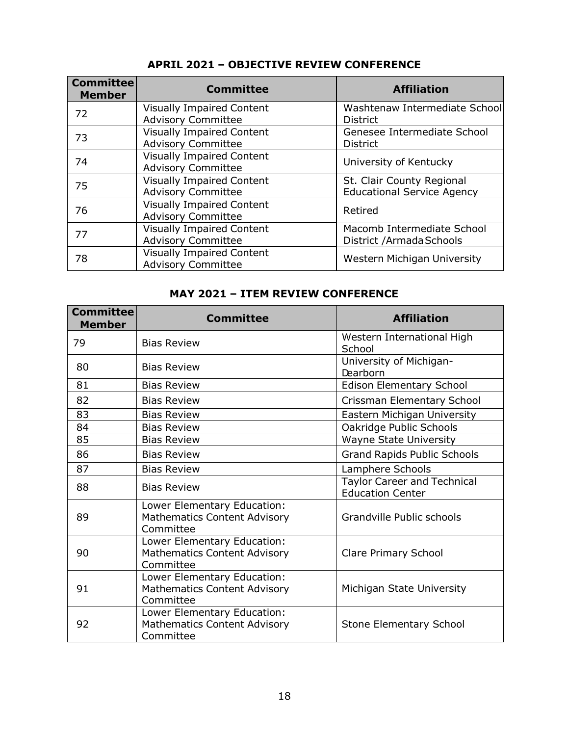## APRIL 2021 – OBJECTIVE REVIEW CONFERENCE

| Committee Member | Committee | Affiliation |
| --- | --- | --- |
| 72 | Visually Impaired Content Advisory Committee | Washtenaw Intermediate School District |
| 73 | Visually Impaired Content Advisory Committee | Genesee Intermediate School District |
| 74 | Visually Impaired Content Advisory Committee | University of Kentucky |
| 75 | Visually Impaired Content Advisory Committee | St. Clair County Regional Educational Service Agency |
| 76 | Visually Impaired Content Advisory Committee | Retired |
| 77 | Visually Impaired Content Advisory Committee | Macomb Intermediate School District /Armada Schools |
| 78 | Visually Impaired Content Advisory Committee | Western Michigan University |

## MAY 2021 – ITEM REVIEW CONFERENCE

| Committee Member | Committee | Affiliation |
| --- | --- | --- |
| 79 | Bias Review | Western International High School |
| 80 | Bias Review | University of Michigan-Dearborn |
| 81 | Bias Review | Edison Elementary School |
| 82 | Bias Review | Crissman Elementary School |
| 83 | Bias Review | Eastern Michigan University |
| 84 | Bias Review | Oakridge Public Schools |
| 85 | Bias Review | Wayne State University |
| 86 | Bias Review | Grand Rapids Public Schools |
| 87 | Bias Review | Lamphere Schools |
| 88 | Bias Review | Taylor Career and Technical Education Center |
| 89 | Lower Elementary Education: Mathematics Content Advisory Committee | Grandville Public schools |
| 90 | Lower Elementary Education: Mathematics Content Advisory Committee | Clare Primary School |
| 91 | Lower Elementary Education: Mathematics Content Advisory Committee | Michigan State University |
| 92 | Lower Elementary Education: Mathematics Content Advisory Committee | Stone Elementary School |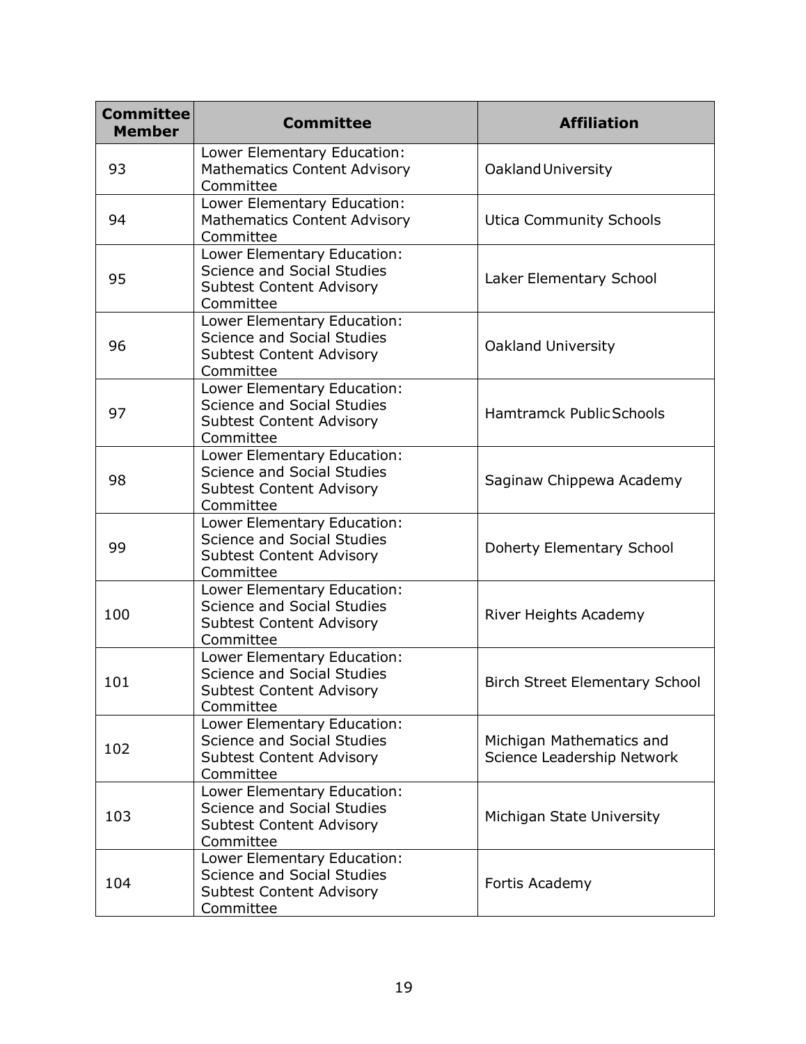| Committee Member | Committee | Affiliation |
|---|---|---|
| 93 | Lower Elementary Education: Mathematics Content Advisory Committee | Oakland University |
| 94 | Lower Elementary Education: Mathematics Content Advisory Committee | Utica Community Schools |
| 95 | Lower Elementary Education: Science and Social Studies Subtest Content Advisory Committee | Laker Elementary School |
| 96 | Lower Elementary Education: Science and Social Studies Subtest Content Advisory Committee | Oakland University |
| 97 | Lower Elementary Education: Science and Social Studies Subtest Content Advisory Committee | Hamtramck Public Schools |
| 98 | Lower Elementary Education: Science and Social Studies Subtest Content Advisory Committee | Saginaw Chippewa Academy |
| 99 | Lower Elementary Education: Science and Social Studies Subtest Content Advisory Committee | Doherty Elementary School |
| 100 | Lower Elementary Education: Science and Social Studies Subtest Content Advisory Committee | River Heights Academy |
| 101 | Lower Elementary Education: Science and Social Studies Subtest Content Advisory Committee | Birch Street Elementary School |
| 102 | Lower Elementary Education: Science and Social Studies Subtest Content Advisory Committee | Michigan Mathematics and Science Leadership Network |
| 103 | Lower Elementary Education: Science and Social Studies Subtest Content Advisory Committee | Michigan State University |
| 104 | Lower Elementary Education: Science and Social Studies Subtest Content Advisory Committee | Fortis Academy |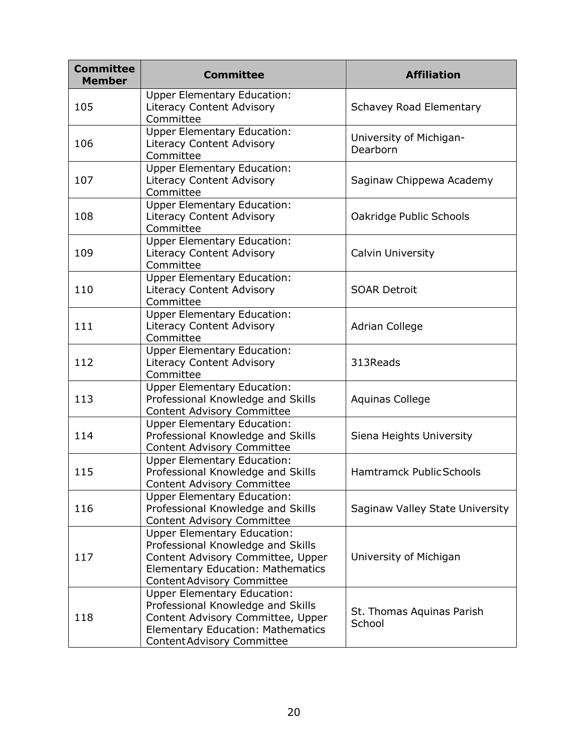| Committee Member | Committee | Affiliation |
| --- | --- | --- |
| 105 | Upper Elementary Education: Literacy Content Advisory Committee | Schavey Road Elementary |
| 106 | Upper Elementary Education: Literacy Content Advisory Committee | University of Michigan-Dearborn |
| 107 | Upper Elementary Education: Literacy Content Advisory Committee | Saginaw Chippewa Academy |
| 108 | Upper Elementary Education: Literacy Content Advisory Committee | Oakridge Public Schools |
| 109 | Upper Elementary Education: Literacy Content Advisory Committee | Calvin University |
| 110 | Upper Elementary Education: Literacy Content Advisory Committee | SOAR Detroit |
| 111 | Upper Elementary Education: Literacy Content Advisory Committee | Adrian College |
| 112 | Upper Elementary Education: Literacy Content Advisory Committee | 313Reads |
| 113 | Upper Elementary Education: Professional Knowledge and Skills Content Advisory Committee | Aquinas College |
| 114 | Upper Elementary Education: Professional Knowledge and Skills Content Advisory Committee | Siena Heights University |
| 115 | Upper Elementary Education: Professional Knowledge and Skills Content Advisory Committee | Hamtramck Public Schools |
| 116 | Upper Elementary Education: Professional Knowledge and Skills Content Advisory Committee | Saginaw Valley State University |
| 117 | Upper Elementary Education: Professional Knowledge and Skills Content Advisory Committee, Upper Elementary Education: Mathematics Content Advisory Committee | University of Michigan |
| 118 | Upper Elementary Education: Professional Knowledge and Skills Content Advisory Committee, Upper Elementary Education: Mathematics Content Advisory Committee | St. Thomas Aquinas Parish School |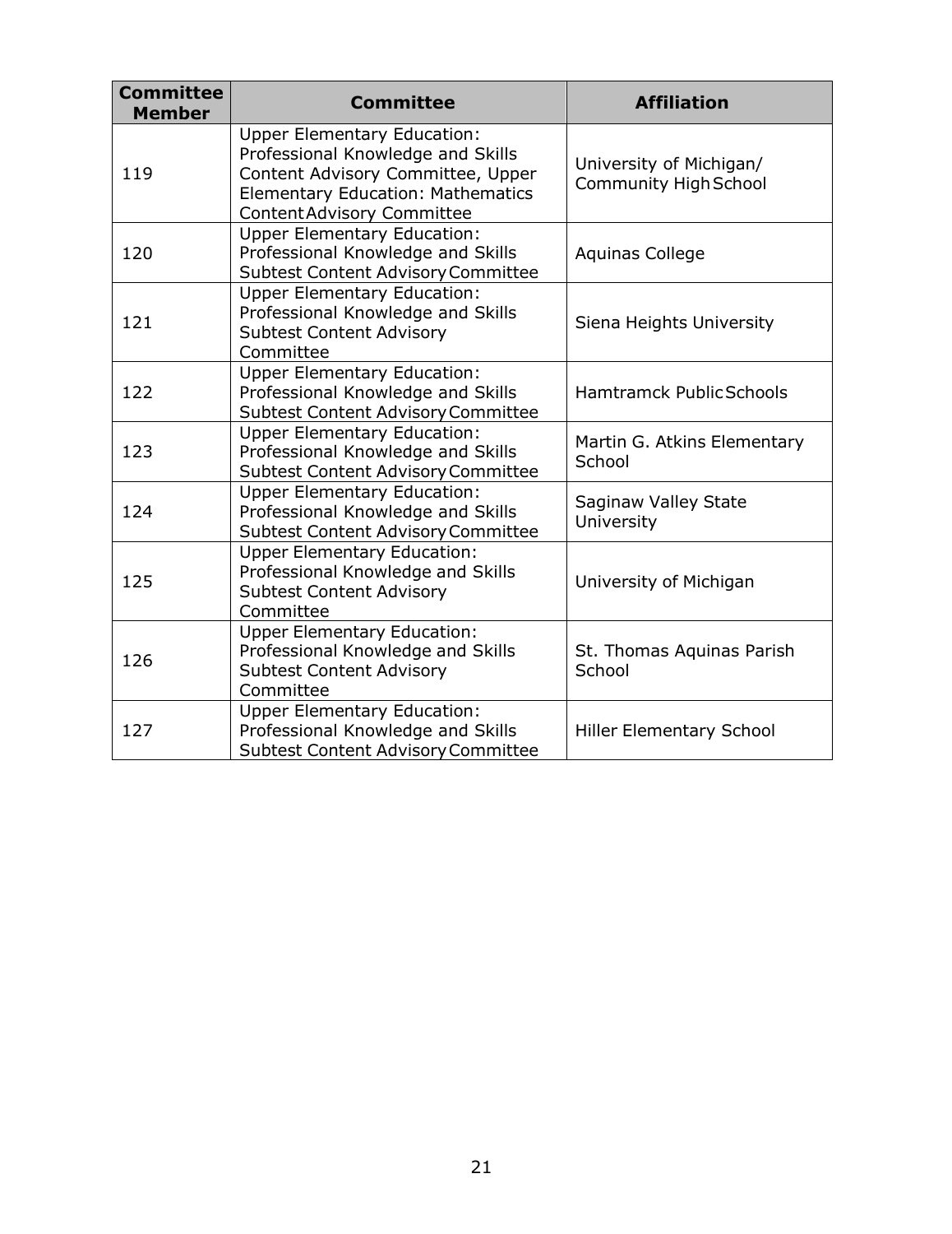| Committee Member | Committee | Affiliation |
|---|---|---|
| 119 | Upper Elementary Education: Professional Knowledge and Skills Content Advisory Committee, Upper Elementary Education: Mathematics Content Advisory Committee | University of Michigan/ Community High School |
| 120 | Upper Elementary Education: Professional Knowledge and Skills Subtest Content Advisory Committee | Aquinas College |
| 121 | Upper Elementary Education: Professional Knowledge and Skills Subtest Content Advisory Committee | Siena Heights University |
| 122 | Upper Elementary Education: Professional Knowledge and Skills Subtest Content Advisory Committee | Hamtramck Public Schools |
| 123 | Upper Elementary Education: Professional Knowledge and Skills Subtest Content Advisory Committee | Martin G. Atkins Elementary School |
| 124 | Upper Elementary Education: Professional Knowledge and Skills Subtest Content Advisory Committee | Saginaw Valley State University |
| 125 | Upper Elementary Education: Professional Knowledge and Skills Subtest Content Advisory Committee | University of Michigan |
| 126 | Upper Elementary Education: Professional Knowledge and Skills Subtest Content Advisory Committee | St. Thomas Aquinas Parish School |
| 127 | Upper Elementary Education: Professional Knowledge and Skills Subtest Content Advisory Committee | Hiller Elementary School |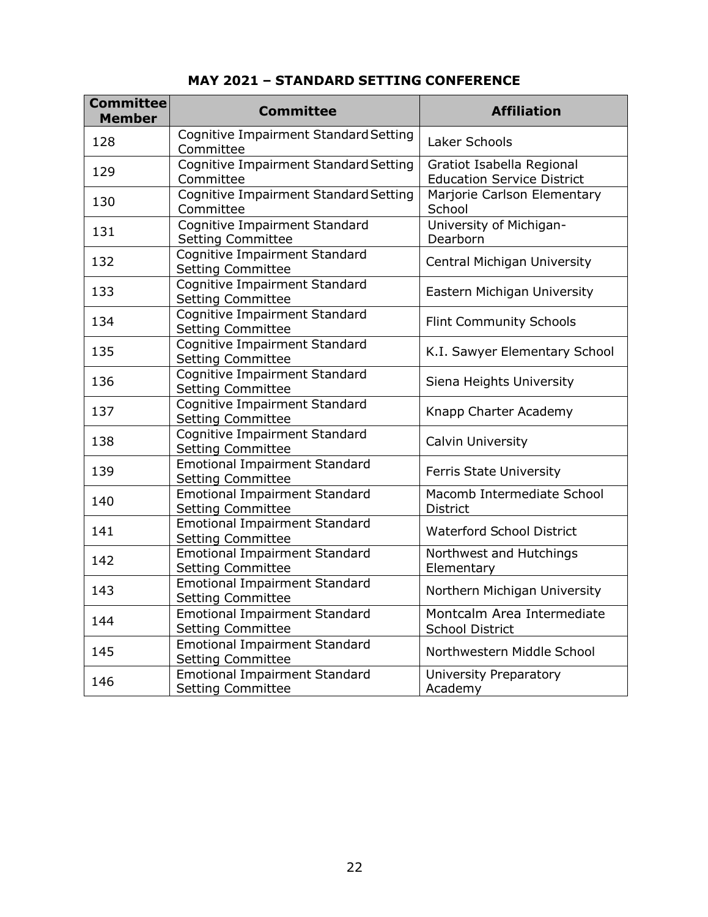## MAY 2021 – STANDARD SETTING CONFERENCE

| Committee Member | Committee | Affiliation |
|---|---|---|
| 128 | Cognitive Impairment Standard Setting Committee | Laker Schools |
| 129 | Cognitive Impairment Standard Setting Committee | Gratiot Isabella Regional Education Service District |
| 130 | Cognitive Impairment Standard Setting Committee | Marjorie Carlson Elementary School |
| 131 | Cognitive Impairment Standard Setting Committee | University of Michigan-Dearborn |
| 132 | Cognitive Impairment Standard Setting Committee | Central Michigan University |
| 133 | Cognitive Impairment Standard Setting Committee | Eastern Michigan University |
| 134 | Cognitive Impairment Standard Setting Committee | Flint Community Schools |
| 135 | Cognitive Impairment Standard Setting Committee | K.I. Sawyer Elementary School |
| 136 | Cognitive Impairment Standard Setting Committee | Siena Heights University |
| 137 | Cognitive Impairment Standard Setting Committee | Knapp Charter Academy |
| 138 | Cognitive Impairment Standard Setting Committee | Calvin University |
| 139 | Emotional Impairment Standard Setting Committee | Ferris State University |
| 140 | Emotional Impairment Standard Setting Committee | Macomb Intermediate School District |
| 141 | Emotional Impairment Standard Setting Committee | Waterford School District |
| 142 | Emotional Impairment Standard Setting Committee | Northwest and Hutchings Elementary |
| 143 | Emotional Impairment Standard Setting Committee | Northern Michigan University |
| 144 | Emotional Impairment Standard Setting Committee | Montcalm Area Intermediate School District |
| 145 | Emotional Impairment Standard Setting Committee | Northwestern Middle School |
| 146 | Emotional Impairment Standard Setting Committee | University Preparatory Academy |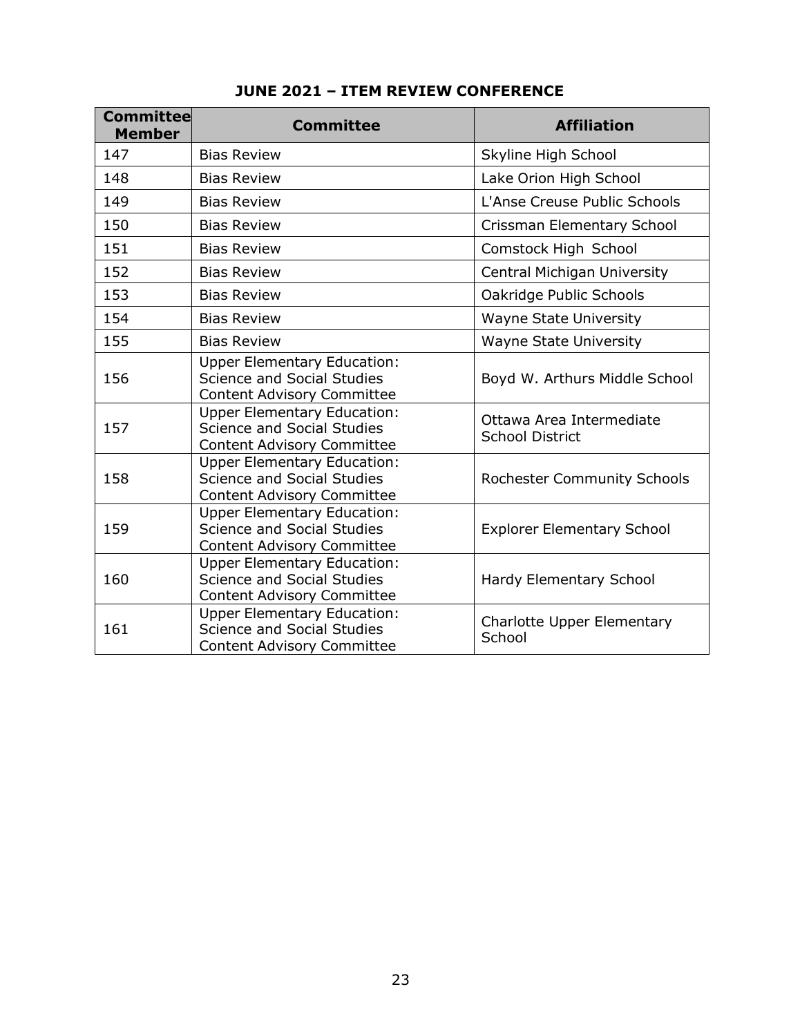## JUNE 2021 – ITEM REVIEW CONFERENCE

| Committee Member | Committee | Affiliation |
|---|---|---|
| 147 | Bias Review | Skyline High School |
| 148 | Bias Review | Lake Orion High School |
| 149 | Bias Review | L'Anse Creuse Public Schools |
| 150 | Bias Review | Crissman Elementary School |
| 151 | Bias Review | Comstock High School |
| 152 | Bias Review | Central Michigan University |
| 153 | Bias Review | Oakridge Public Schools |
| 154 | Bias Review | Wayne State University |
| 155 | Bias Review | Wayne State University |
| 156 | Upper Elementary Education: Science and Social Studies Content Advisory Committee | Boyd W. Arthurs Middle School |
| 157 | Upper Elementary Education: Science and Social Studies Content Advisory Committee | Ottawa Area Intermediate School District |
| 158 | Upper Elementary Education: Science and Social Studies Content Advisory Committee | Rochester Community Schools |
| 159 | Upper Elementary Education: Science and Social Studies Content Advisory Committee | Explorer Elementary School |
| 160 | Upper Elementary Education: Science and Social Studies Content Advisory Committee | Hardy Elementary School |
| 161 | Upper Elementary Education: Science and Social Studies Content Advisory Committee | Charlotte Upper Elementary School |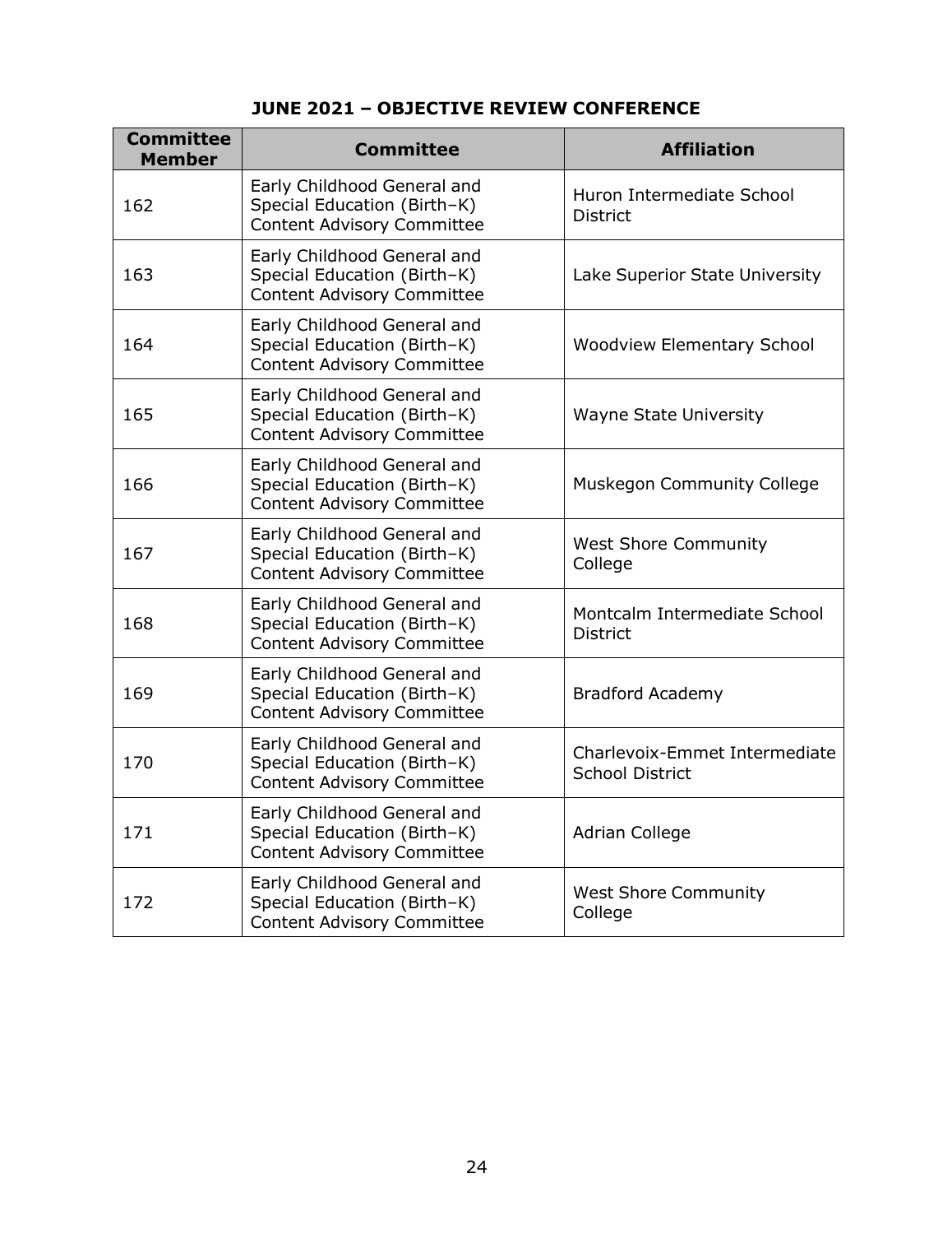## JUNE 2021 – OBJECTIVE REVIEW CONFERENCE

| Committee Member | Committee | Affiliation |
|---|---|---|
| 162 | Early Childhood General and Special Education (Birth–K) Content Advisory Committee | Huron Intermediate School District |
| 163 | Early Childhood General and Special Education (Birth–K) Content Advisory Committee | Lake Superior State University |
| 164 | Early Childhood General and Special Education (Birth–K) Content Advisory Committee | Woodview Elementary School |
| 165 | Early Childhood General and Special Education (Birth–K) Content Advisory Committee | Wayne State University |
| 166 | Early Childhood General and Special Education (Birth–K) Content Advisory Committee | Muskegon Community College |
| 167 | Early Childhood General and Special Education (Birth–K) Content Advisory Committee | West Shore Community College |
| 168 | Early Childhood General and Special Education (Birth–K) Content Advisory Committee | Montcalm Intermediate School District |
| 169 | Early Childhood General and Special Education (Birth–K) Content Advisory Committee | Bradford Academy |
| 170 | Early Childhood General and Special Education (Birth–K) Content Advisory Committee | Charlevoix-Emmet Intermediate School District |
| 171 | Early Childhood General and Special Education (Birth–K) Content Advisory Committee | Adrian College |
| 172 | Early Childhood General and Special Education (Birth–K) Content Advisory Committee | West Shore Community College |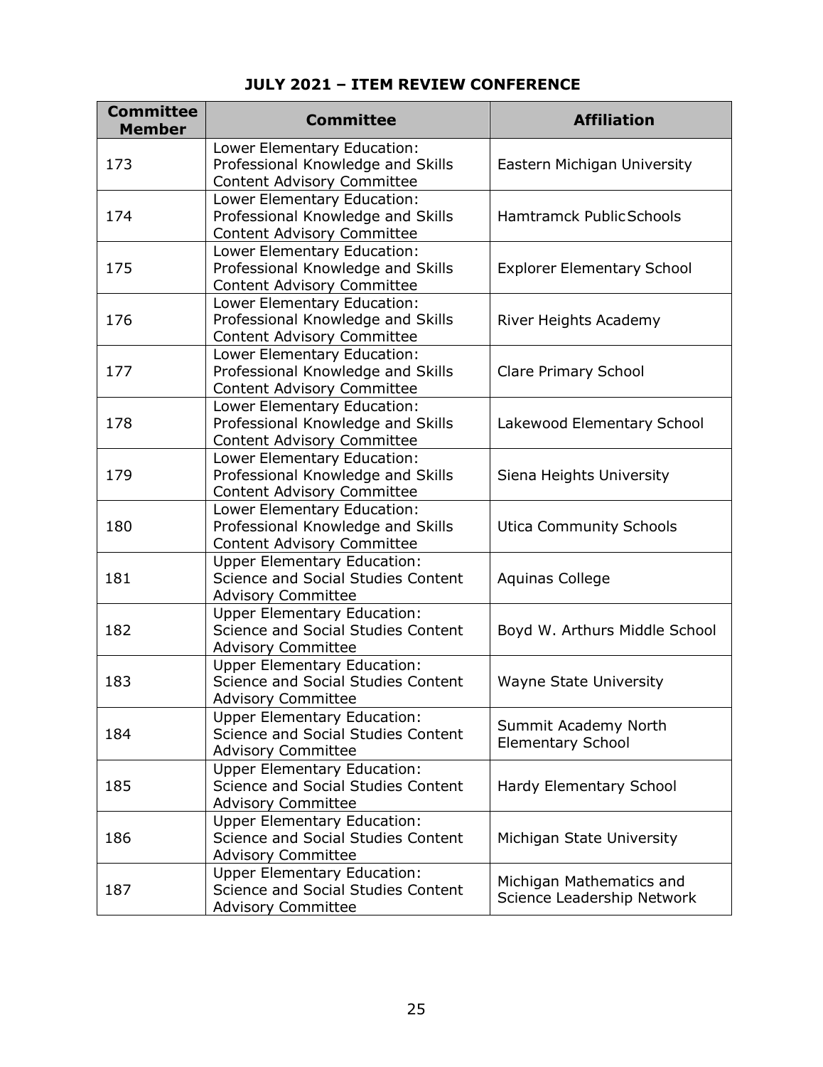**JULY 2021 – ITEM REVIEW CONFERENCE**

| Committee Member | Committee | Affiliation |
|---|---|---|
| 173 | Lower Elementary Education: Professional Knowledge and Skills Content Advisory Committee | Eastern Michigan University |
| 174 | Lower Elementary Education: Professional Knowledge and Skills Content Advisory Committee | Hamtramck Public Schools |
| 175 | Lower Elementary Education: Professional Knowledge and Skills Content Advisory Committee | Explorer Elementary School |
| 176 | Lower Elementary Education: Professional Knowledge and Skills Content Advisory Committee | River Heights Academy |
| 177 | Lower Elementary Education: Professional Knowledge and Skills Content Advisory Committee | Clare Primary School |
| 178 | Lower Elementary Education: Professional Knowledge and Skills Content Advisory Committee | Lakewood Elementary School |
| 179 | Lower Elementary Education: Professional Knowledge and Skills Content Advisory Committee | Siena Heights University |
| 180 | Lower Elementary Education: Professional Knowledge and Skills Content Advisory Committee | Utica Community Schools |
| 181 | Upper Elementary Education: Science and Social Studies Content Advisory Committee | Aquinas College |
| 182 | Upper Elementary Education: Science and Social Studies Content Advisory Committee | Boyd W. Arthurs Middle School |
| 183 | Upper Elementary Education: Science and Social Studies Content Advisory Committee | Wayne State University |
| 184 | Upper Elementary Education: Science and Social Studies Content Advisory Committee | Summit Academy North Elementary School |
| 185 | Upper Elementary Education: Science and Social Studies Content Advisory Committee | Hardy Elementary School |
| 186 | Upper Elementary Education: Science and Social Studies Content Advisory Committee | Michigan State University |
| 187 | Upper Elementary Education: Science and Social Studies Content Advisory Committee | Michigan Mathematics and Science Leadership Network |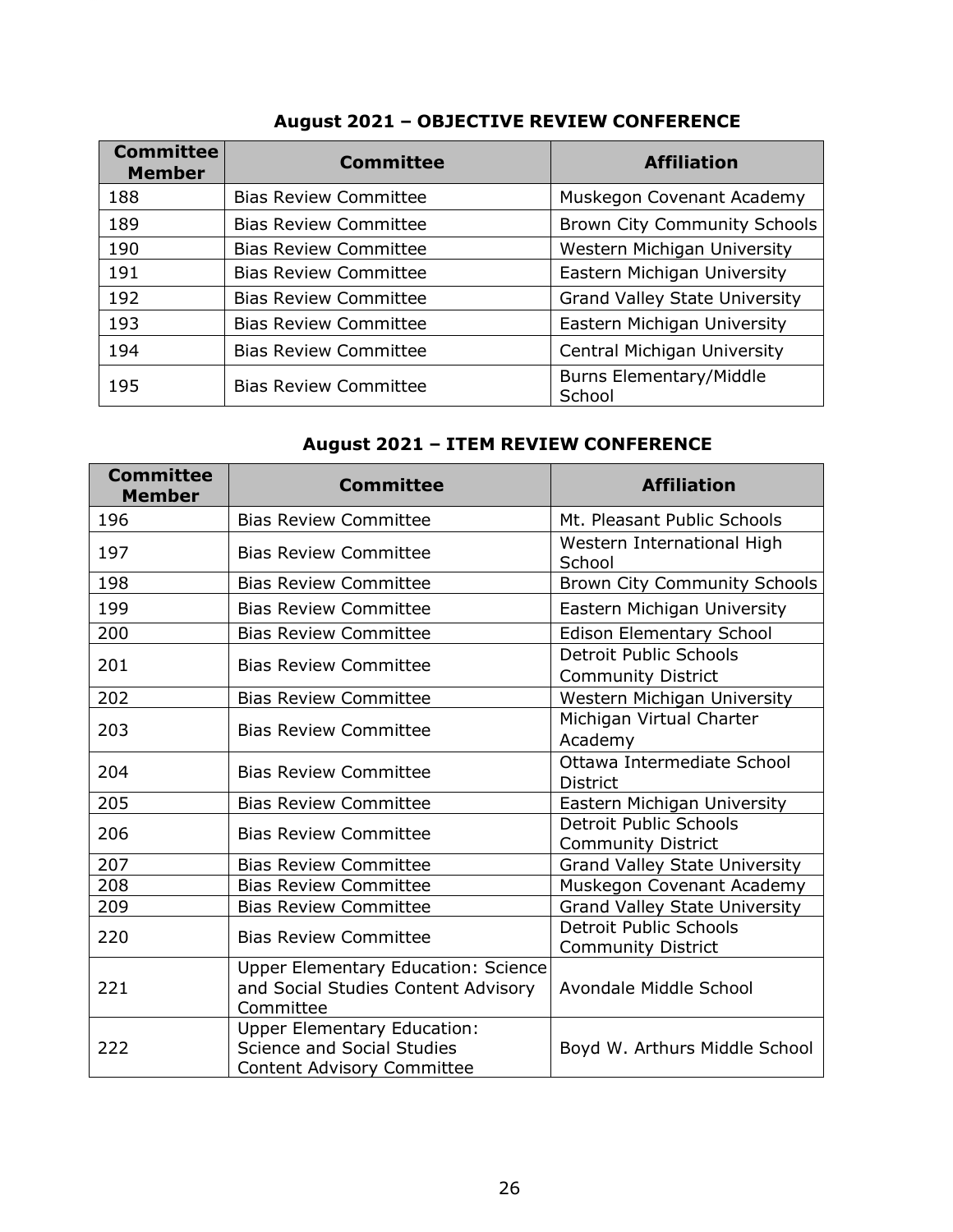### August 2021 – OBJECTIVE REVIEW CONFERENCE

| Committee Member | Committee | Affiliation |
|---|---|---|
| 188 | Bias Review Committee | Muskegon Covenant Academy |
| 189 | Bias Review Committee | Brown City Community Schools |
| 190 | Bias Review Committee | Western Michigan University |
| 191 | Bias Review Committee | Eastern Michigan University |
| 192 | Bias Review Committee | Grand Valley State University |
| 193 | Bias Review Committee | Eastern Michigan University |
| 194 | Bias Review Committee | Central Michigan University |
| 195 | Bias Review Committee | Burns Elementary/Middle School |

### August 2021 – ITEM REVIEW CONFERENCE

| Committee Member | Committee | Affiliation |
|---|---|---|
| 196 | Bias Review Committee | Mt. Pleasant Public Schools |
| 197 | Bias Review Committee | Western International High School |
| 198 | Bias Review Committee | Brown City Community Schools |
| 199 | Bias Review Committee | Eastern Michigan University |
| 200 | Bias Review Committee | Edison Elementary School |
| 201 | Bias Review Committee | Detroit Public Schools Community District |
| 202 | Bias Review Committee | Western Michigan University |
| 203 | Bias Review Committee | Michigan Virtual Charter Academy |
| 204 | Bias Review Committee | Ottawa Intermediate School District |
| 205 | Bias Review Committee | Eastern Michigan University |
| 206 | Bias Review Committee | Detroit Public Schools Community District |
| 207 | Bias Review Committee | Grand Valley State University |
| 208 | Bias Review Committee | Muskegon Covenant Academy |
| 209 | Bias Review Committee | Grand Valley State University |
| 220 | Bias Review Committee | Detroit Public Schools Community District |
| 221 | Upper Elementary Education: Science and Social Studies Content Advisory Committee | Avondale Middle School |
| 222 | Upper Elementary Education: Science and Social Studies Content Advisory Committee | Boyd W. Arthurs Middle School |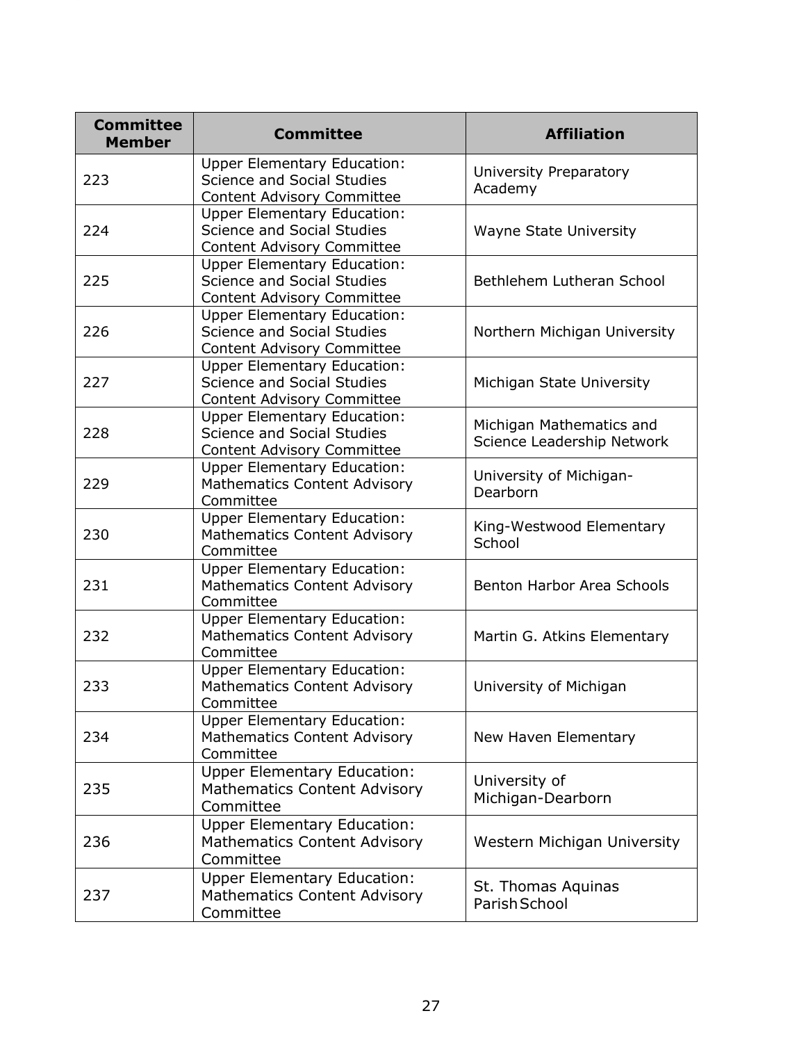| Committee Member | Committee | Affiliation |
|---|---|---|
| 223 | Upper Elementary Education: Science and Social Studies Content Advisory Committee | University Preparatory Academy |
| 224 | Upper Elementary Education: Science and Social Studies Content Advisory Committee | Wayne State University |
| 225 | Upper Elementary Education: Science and Social Studies Content Advisory Committee | Bethlehem Lutheran School |
| 226 | Upper Elementary Education: Science and Social Studies Content Advisory Committee | Northern Michigan University |
| 227 | Upper Elementary Education: Science and Social Studies Content Advisory Committee | Michigan State University |
| 228 | Upper Elementary Education: Science and Social Studies Content Advisory Committee | Michigan Mathematics and Science Leadership Network |
| 229 | Upper Elementary Education: Mathematics Content Advisory Committee | University of Michigan-Dearborn |
| 230 | Upper Elementary Education: Mathematics Content Advisory Committee | King-Westwood Elementary School |
| 231 | Upper Elementary Education: Mathematics Content Advisory Committee | Benton Harbor Area Schools |
| 232 | Upper Elementary Education: Mathematics Content Advisory Committee | Martin G. Atkins Elementary |
| 233 | Upper Elementary Education: Mathematics Content Advisory Committee | University of Michigan |
| 234 | Upper Elementary Education: Mathematics Content Advisory Committee | New Haven Elementary |
| 235 | Upper Elementary Education: Mathematics Content Advisory Committee | University of Michigan-Dearborn |
| 236 | Upper Elementary Education: Mathematics Content Advisory Committee | Western Michigan University |
| 237 | Upper Elementary Education: Mathematics Content Advisory Committee | St. Thomas Aquinas Parish School |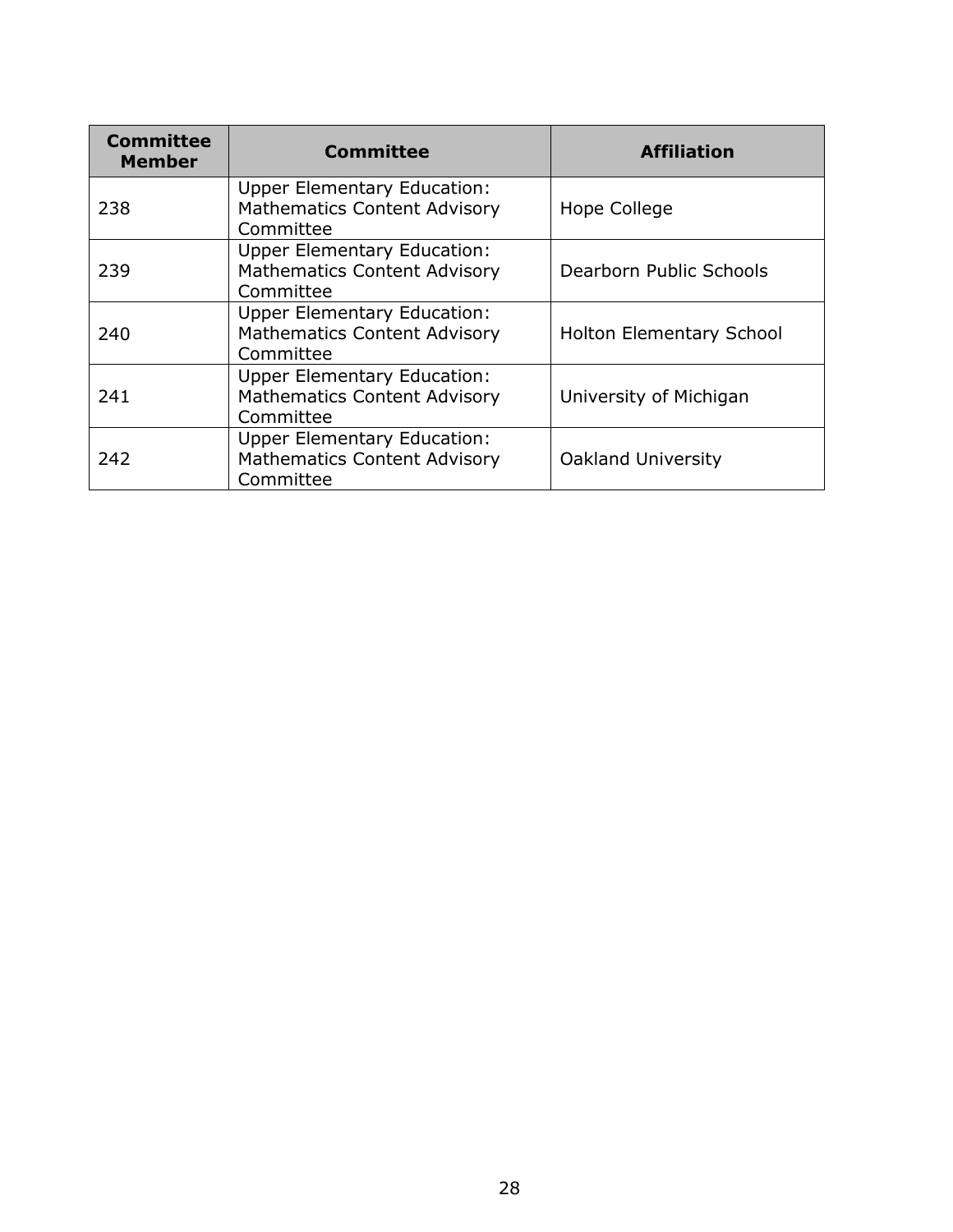| Committee Member | Committee | Affiliation |
|---|---|---|
| 238 | Upper Elementary Education: Mathematics Content Advisory Committee | Hope College |
| 239 | Upper Elementary Education: Mathematics Content Advisory Committee | Dearborn Public Schools |
| 240 | Upper Elementary Education: Mathematics Content Advisory Committee | Holton Elementary School |
| 241 | Upper Elementary Education: Mathematics Content Advisory Committee | University of Michigan |
| 242 | Upper Elementary Education: Mathematics Content Advisory Committee | Oakland University |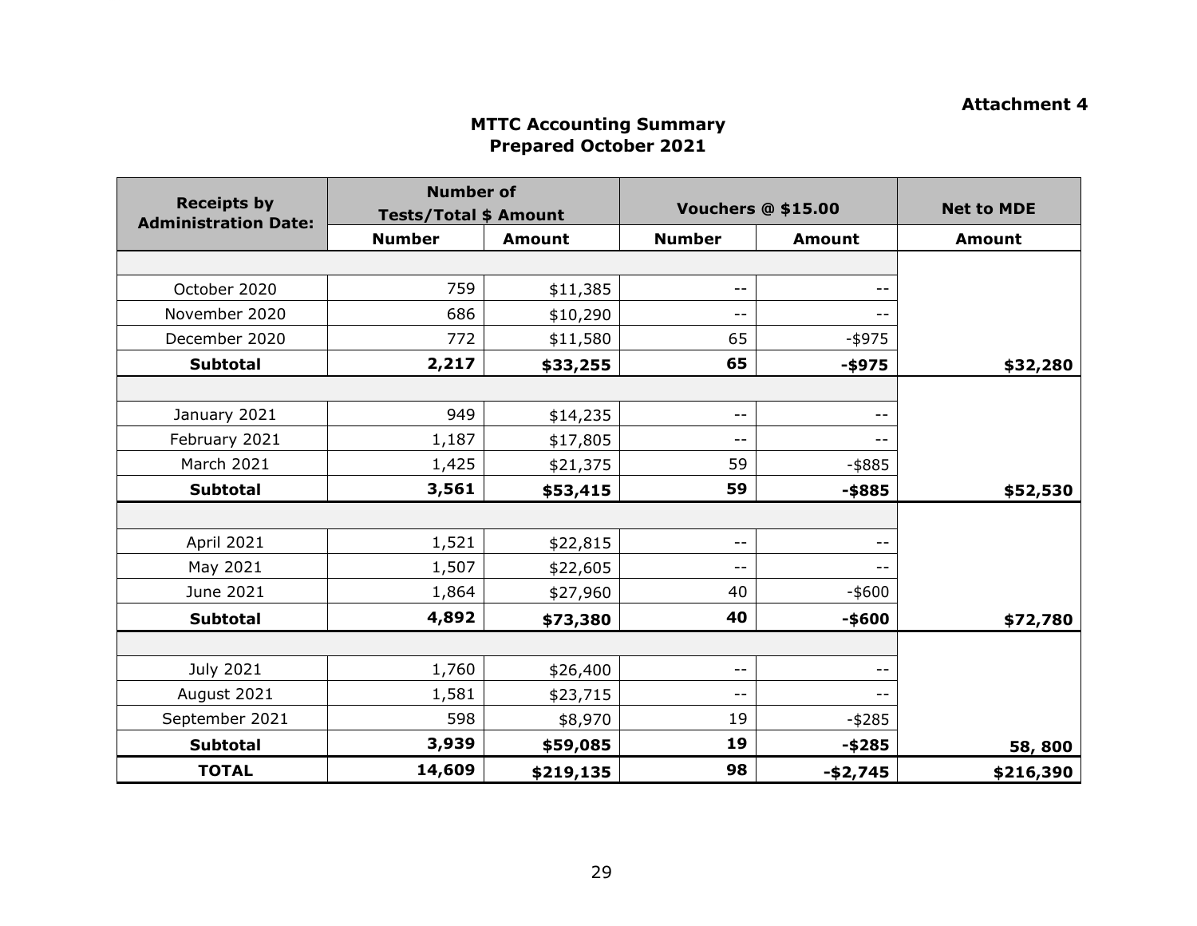**Attachment 4**

## MTTC Accounting Summary
## Prepared October 2021

| Receipts by Administration Date: | Number of Tests/Total $ Amount | | Vouchers @ $15.00 | | Net to MDE |
|---|---|---|---|---|---|
| | Number | Amount | Number | Amount | Amount |
| | | | | | |
| October 2020 | 759 | $11,385 | -- | -- | |
| November 2020 | 686 | $10,290 | -- | -- | |
| December 2020 | 772 | $11,580 | 65 | -$975 | |
| **Subtotal** | **2,217** | **$33,255** | **65** | **-$975** | **$32,280** |
| | | | | | |
| January 2021 | 949 | $14,235 | -- | -- | |
| February 2021 | 1,187 | $17,805 | -- | -- | |
| March 2021 | 1,425 | $21,375 | 59 | -$885 | |
| **Subtotal** | **3,561** | **$53,415** | **59** | **-$885** | **$52,530** |
| | | | | | |
| April 2021 | 1,521 | $22,815 | -- | -- | |
| May 2021 | 1,507 | $22,605 | -- | -- | |
| June 2021 | 1,864 | $27,960 | 40 | -$600 | |
| **Subtotal** | **4,892** | **$73,380** | **40** | **-$600** | **$72,780** |
| | | | | | |
| July 2021 | 1,760 | $26,400 | -- | -- | |
| August 2021 | 1,581 | $23,715 | -- | -- | |
| September 2021 | 598 | $8,970 | 19 | -$285 | |
| **Subtotal** | **3,939** | **$59,085** | **19** | **-$285** | **58, 800** |
| **TOTAL** | **14,609** | **$219,135** | **98** | **-$2,745** | **$216,390** |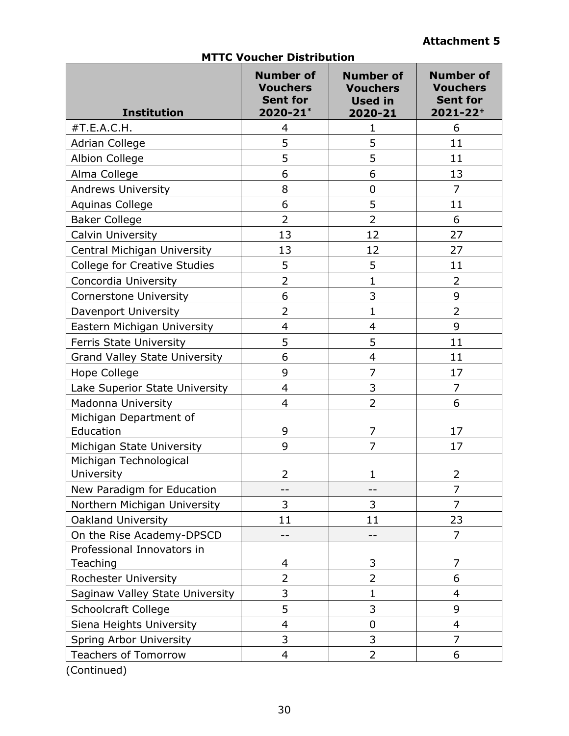**Attachment 5**

**MTTC Voucher Distribution**

| Institution | Number of Vouchers Sent for 2020-21* | Number of Vouchers Used in 2020-21 | Number of Vouchers Sent for 2021-22+ |
|---|---|---|---|
| #T.E.A.C.H. | 4 | 1 | 6 |
| Adrian College | 5 | 5 | 11 |
| Albion College | 5 | 5 | 11 |
| Alma College | 6 | 6 | 13 |
| Andrews University | 8 | 0 | 7 |
| Aquinas College | 6 | 5 | 11 |
| Baker College | 2 | 2 | 6 |
| Calvin University | 13 | 12 | 27 |
| Central Michigan University | 13 | 12 | 27 |
| College for Creative Studies | 5 | 5 | 11 |
| Concordia University | 2 | 1 | 2 |
| Cornerstone University | 6 | 3 | 9 |
| Davenport University | 2 | 1 | 2 |
| Eastern Michigan University | 4 | 4 | 9 |
| Ferris State University | 5 | 5 | 11 |
| Grand Valley State University | 6 | 4 | 11 |
| Hope College | 9 | 7 | 17 |
| Lake Superior State University | 4 | 3 | 7 |
| Madonna University | 4 | 2 | 6 |
| Michigan Department of Education | 9 | 7 | 17 |
| Michigan State University | 9 | 7 | 17 |
| Michigan Technological University | 2 | 1 | 2 |
| New Paradigm for Education | -- | -- | 7 |
| Northern Michigan University | 3 | 3 | 7 |
| Oakland University | 11 | 11 | 23 |
| On the Rise Academy-DPSCD | -- | -- | 7 |
| Professional Innovators in Teaching | 4 | 3 | 7 |
| Rochester University | 2 | 2 | 6 |
| Saginaw Valley State University | 3 | 1 | 4 |
| Schoolcraft College | 5 | 3 | 9 |
| Siena Heights University | 4 | 0 | 4 |
| Spring Arbor University | 3 | 3 | 7 |
| Teachers of Tomorrow | 4 | 2 | 6 |

(Continued)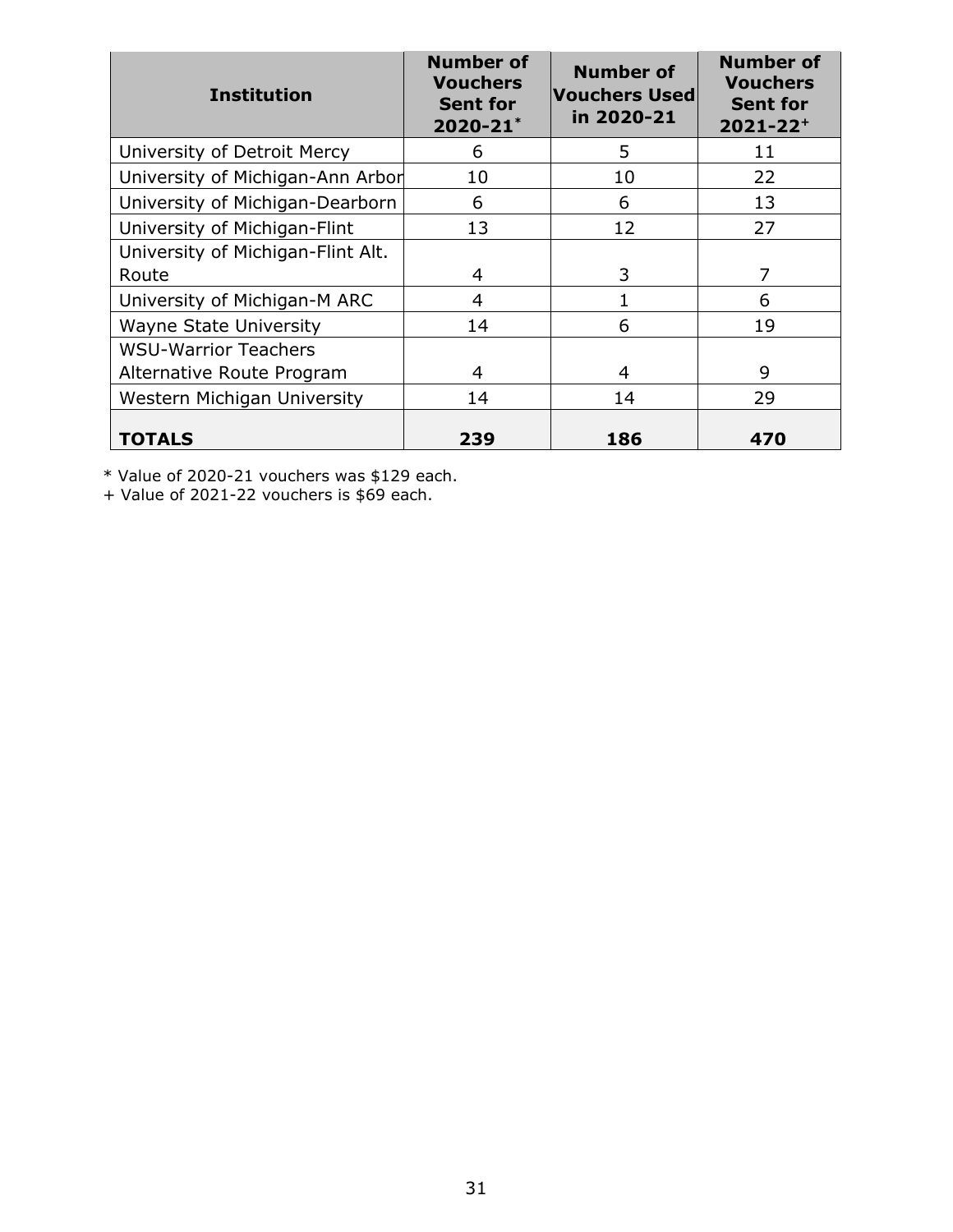| Institution | Number of Vouchers Sent for 2020-21* | Number of Vouchers Used in 2020-21 | Number of Vouchers Sent for 2021-22+ |
|---|---|---|---|
| University of Detroit Mercy | 6 | 5 | 11 |
| University of Michigan-Ann Arbor | 10 | 10 | 22 |
| University of Michigan-Dearborn | 6 | 6 | 13 |
| University of Michigan-Flint | 13 | 12 | 27 |
| University of Michigan-Flint Alt. Route | 4 | 3 | 7 |
| University of Michigan-M ARC | 4 | 1 | 6 |
| Wayne State University | 14 | 6 | 19 |
| WSU-Warrior Teachers Alternative Route Program | 4 | 4 | 9 |
| Western Michigan University | 14 | 14 | 29 |
| **TOTALS** | **239** | **186** | **470** |

* Value of 2020-21 vouchers was $129 each.
+ Value of 2021-22 vouchers is $69 each.